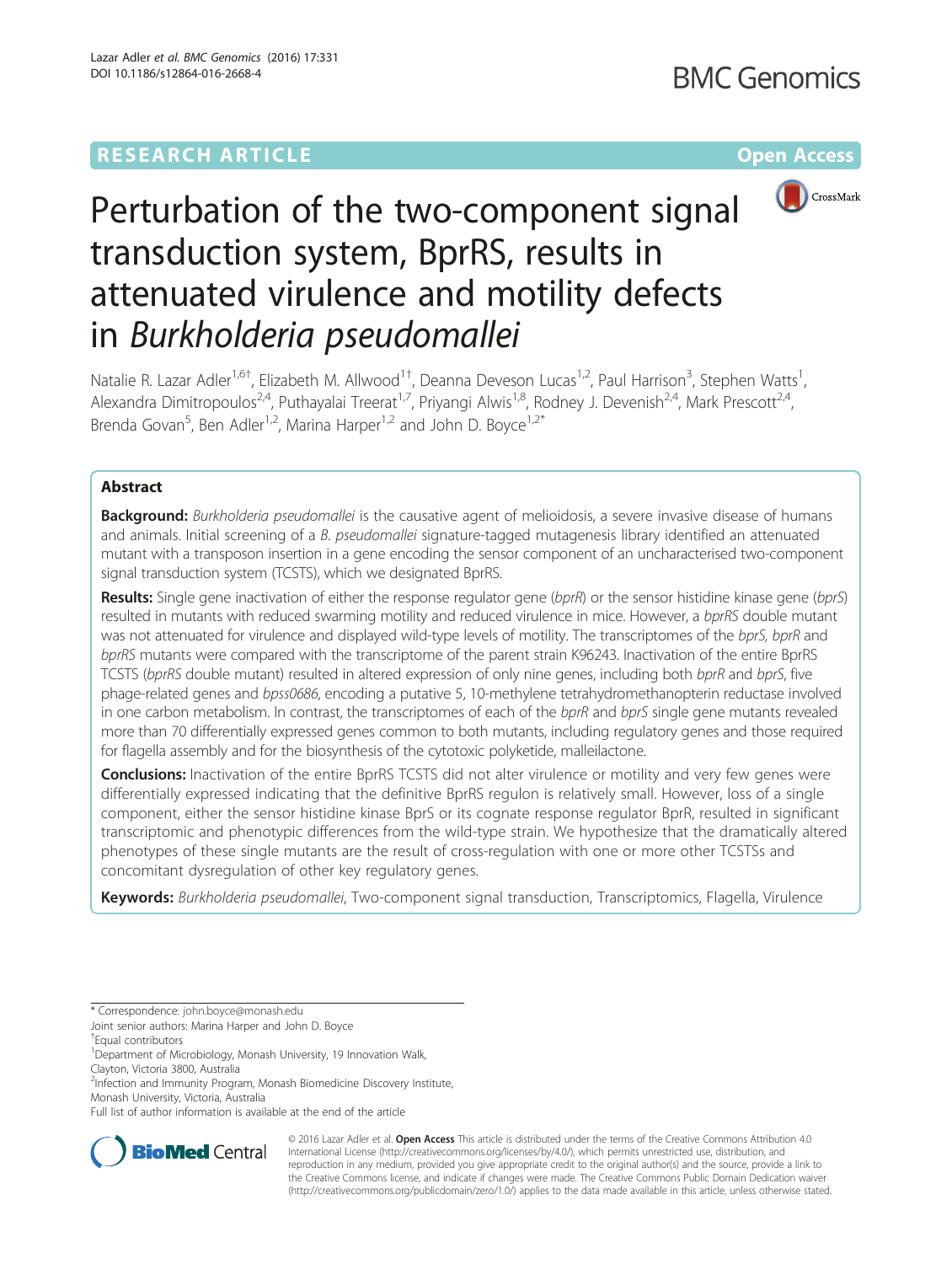RESEARCH ARTICLE

Open Access

# Perturbation of the two-component signal transduction system, BprRS, results in attenuated virulence and motility defects in *Burkholderia pseudomallei*

Natalie R. Lazar Adler[1,6†], Elizabeth M. Allwood[1†], Deanna Deveson Lucas[1,2], Paul Harrison[3], Stephen Watts[1], Alexandra Dimitropoulos[2,4], Puthayalai Treerat[1,7], Priyangi Alwis[1,8], Rodney J. Devenish[2,4], Mark Prescott[2,4], Brenda Govan[5], Ben Adler[1,2], Marina Harper[1,2] and John D. Boyce[1,2*]

## Abstract

**Background:** *Burkholderia pseudomallei* is the causative agent of melioidosis, a severe invasive disease of humans and animals. Initial screening of a *B. pseudomallei* signature-tagged mutagenesis library identified an attenuated mutant with a transposon insertion in a gene encoding the sensor component of an uncharacterised two-component signal transduction system (TCSTS), which we designated BprRS.

**Results:** Single gene inactivation of either the response regulator gene (*bprR*) or the sensor histidine kinase gene (*bprS*) resulted in mutants with reduced swarming motility and reduced virulence in mice. However, a *bprRS* double mutant was not attenuated for virulence and displayed wild-type levels of motility. The transcriptomes of the *bprS*, *bprR* and *bprRS* mutants were compared with the transcriptome of the parent strain K96243. Inactivation of the entire BprRS TCSTS (*bprRS* double mutant) resulted in altered expression of only nine genes, including both *bprR* and *bprS*, five phage-related genes and *bpss0686*, encoding a putative 5, 10-methylene tetrahydromethanopterin reductase involved in one carbon metabolism. In contrast, the transcriptomes of each of the *bprR* and *bprS* single gene mutants revealed more than 70 differentially expressed genes common to both mutants, including regulatory genes and those required for flagella assembly and for the biosynthesis of the cytotoxic polyketide, malleilactone.

**Conclusions:** Inactivation of the entire BprRS TCSTS did not alter virulence or motility and very few genes were differentially expressed indicating that the definitive BprRS regulon is relatively small. However, loss of a single component, either the sensor histidine kinase BprS or its cognate response regulator BprR, resulted in significant transcriptomic and phenotypic differences from the wild-type strain. We hypothesize that the dramatically altered phenotypes of these single mutants are the result of cross-regulation with one or more other TCSTSs and concomitant dysregulation of other key regulatory genes.

**Keywords:** *Burkholderia pseudomallei*, Two-component signal transduction, Transcriptomics, Flagella, Virulence

\* Correspondence: john.boyce@monash.edu
Joint senior authors: Marina Harper and John D. Boyce
†Equal contributors
[1]Department of Microbiology, Monash University, 19 Innovation Walk, Clayton, Victoria 3800, Australia
[2]Infection and Immunity Program, Monash Biomedicine Discovery Institute, Monash University, Victoria, Australia
Full list of author information is available at the end of the article

© 2016 Lazar Adler et al. **Open Access** This article is distributed under the terms of the Creative Commons Attribution 4.0 International License (http://creativecommons.org/licenses/by/4.0/), which permits unrestricted use, distribution, and reproduction in any medium, provided you give appropriate credit to the original author(s) and the source, provide a link to the Creative Commons license, and indicate if changes were made. The Creative Commons Public Domain Dedication waiver (http://creativecommons.org/publicdomain/zero/1.0/) applies to the data made available in this article, unless otherwise stated.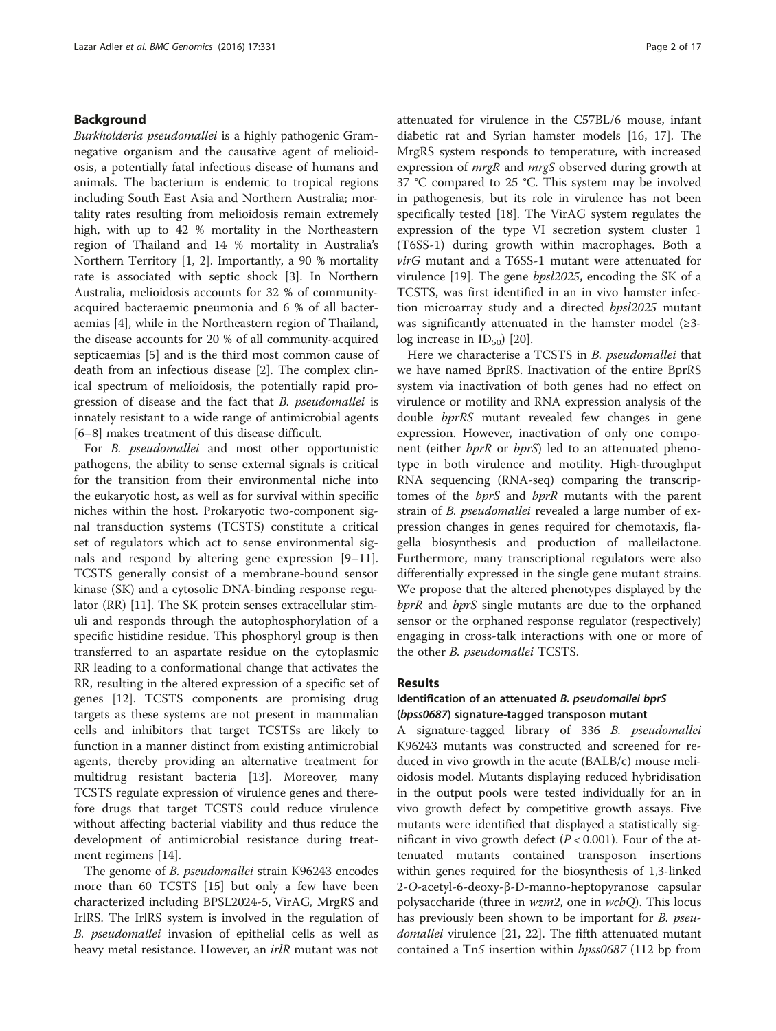## Background

*Burkholderia pseudomallei* is a highly pathogenic Gram-negative organism and the causative agent of melioidosis, a potentially fatal infectious disease of humans and animals. The bacterium is endemic to tropical regions including South East Asia and Northern Australia; mortality rates resulting from melioidosis remain extremely high, with up to 42 % mortality in the Northeastern region of Thailand and 14 % mortality in Australia's Northern Territory [1, 2]. Importantly, a 90 % mortality rate is associated with septic shock [3]. In Northern Australia, melioidosis accounts for 32 % of community-acquired bacteraemic pneumonia and 6 % of all bacteraemias [4], while in the Northeastern region of Thailand, the disease accounts for 20 % of all community-acquired septicaemias [5] and is the third most common cause of death from an infectious disease [2]. The complex clinical spectrum of melioidosis, the potentially rapid progression of disease and the fact that *B. pseudomallei* is innately resistant to a wide range of antimicrobial agents [6–8] makes treatment of this disease difficult.

For *B. pseudomallei* and most other opportunistic pathogens, the ability to sense external signals is critical for the transition from their environmental niche into the eukaryotic host, as well as for survival within specific niches within the host. Prokaryotic two-component signal transduction systems (TCSTS) constitute a critical set of regulators which act to sense environmental signals and respond by altering gene expression [9–11]. TCSTS generally consist of a membrane-bound sensor kinase (SK) and a cytosolic DNA-binding response regulator (RR) [11]. The SK protein senses extracellular stimuli and responds through the autophosphorylation of a specific histidine residue. This phosphoryl group is then transferred to an aspartate residue on the cytoplasmic RR leading to a conformational change that activates the RR, resulting in the altered expression of a specific set of genes [12]. TCSTS components are promising drug targets as these systems are not present in mammalian cells and inhibitors that target TCSTSs are likely to function in a manner distinct from existing antimicrobial agents, thereby providing an alternative treatment for multidrug resistant bacteria [13]. Moreover, many TCSTS regulate expression of virulence genes and therefore drugs that target TCSTS could reduce virulence without affecting bacterial viability and thus reduce the development of antimicrobial resistance during treatment regimens [14].

The genome of *B. pseudomallei* strain K96243 encodes more than 60 TCSTS [15] but only a few have been characterized including BPSL2024-5, VirAG, MrgRS and IrlRS. The IrlRS system is involved in the regulation of *B. pseudomallei* invasion of epithelial cells as well as heavy metal resistance. However, an *irlR* mutant was not attenuated for virulence in the C57BL/6 mouse, infant diabetic rat and Syrian hamster models [16, 17]. The MrgRS system responds to temperature, with increased expression of *mrgR* and *mrgS* observed during growth at 37 °C compared to 25 °C. This system may be involved in pathogenesis, but its role in virulence has not been specifically tested [18]. The VirAG system regulates the expression of the type VI secretion system cluster 1 (T6SS-1) during growth within macrophages. Both a *virG* mutant and a T6SS-1 mutant were attenuated for virulence [19]. The gene *bpsl2025*, encoding the SK of a TCSTS, was first identified in an in vivo hamster infection microarray study and a directed *bpsl2025* mutant was significantly attenuated in the hamster model (≥3-log increase in $ID_{50}$) [20].

Here we characterise a TCSTS in *B. pseudomallei* that we have named BprRS. Inactivation of the entire BprRS system via inactivation of both genes had no effect on virulence or motility and RNA expression analysis of the double *bprRS* mutant revealed few changes in gene expression. However, inactivation of only one component (either *bprR* or *bprS*) led to an attenuated phenotype in both virulence and motility. High-throughput RNA sequencing (RNA-seq) comparing the transcriptomes of the *bprS* and *bprR* mutants with the parent strain of *B. pseudomallei* revealed a large number of expression changes in genes required for chemotaxis, flagella biosynthesis and production of malleilactone. Furthermore, many transcriptional regulators were also differentially expressed in the single gene mutant strains. We propose that the altered phenotypes displayed by the *bprR* and *bprS* single mutants are due to the orphaned sensor or the orphaned response regulator (respectively) engaging in cross-talk interactions with one or more of the other *B. pseudomallei* TCSTS.

## Results

### Identification of an attenuated *B. pseudomallei bprS* (*bpss0687*) signature-tagged transposon mutant

A signature-tagged library of 336 *B. pseudomallei* K96243 mutants was constructed and screened for reduced in vivo growth in the acute (BALB/c) mouse melioidosis model. Mutants displaying reduced hybridisation in the output pools were tested individually for an in vivo growth defect by competitive growth assays. Five mutants were identified that displayed a statistically significant in vivo growth defect ($P < 0.001$). Four of the attenuated mutants contained transposon insertions within genes required for the biosynthesis of 1,3-linked 2-*O*-acetyl-6-deoxy-β-D-manno-heptopyranose capsular polysaccharide (three in *wzm2*, one in *wcbQ*). This locus has previously been shown to be important for *B. pseudomallei* virulence [21, 22]. The fifth attenuated mutant contained a Tn*5* insertion within *bpss0687* (112 bp from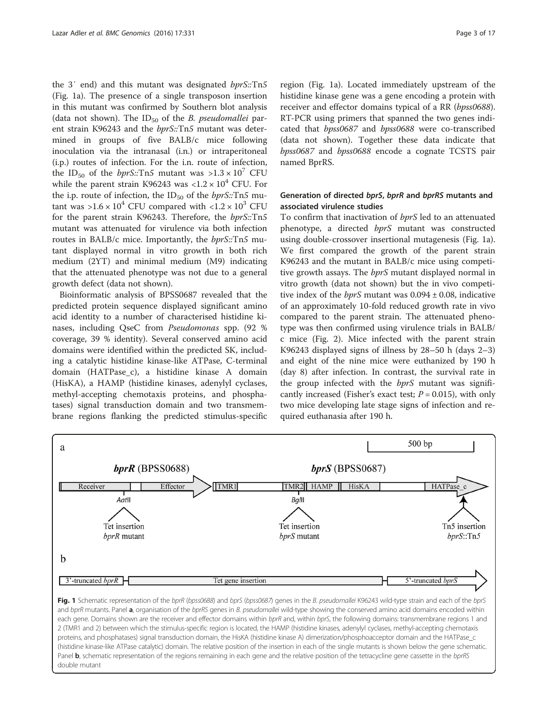the 3′ end) and this mutant was designated *bprS*::Tn*5* (Fig. 1a). The presence of a single transposon insertion in this mutant was confirmed by Southern blot analysis (data not shown). The $ID_{50}$ of the *B. pseudomallei* parent strain K96243 and the *bprS*::Tn*5* mutant was determined in groups of five BALB/c mice following inoculation via the intranasal (i.n.) or intraperitoneal (i.p.) routes of infection. For the i.n. route of infection, the $ID_{50}$ of the *bprS*::Tn*5* mutant was $>1.3 \times 10^7$ CFU while the parent strain K96243 was $<1.2 \times 10^4$ CFU. For the i.p. route of infection, the $ID_{50}$ of the *bprS*::Tn*5* mutant was $>1.6 \times 10^4$ CFU compared with $<1.2 \times 10^3$ CFU for the parent strain K96243. Therefore, the *bprS*::Tn*5* mutant was attenuated for virulence via both infection routes in BALB/c mice. Importantly, the *bprS*::Tn*5* mutant displayed normal in vitro growth in both rich medium (2YT) and minimal medium (M9) indicating that the attenuated phenotype was not due to a general growth defect (data not shown).

Bioinformatic analysis of BPSS0687 revealed that the predicted protein sequence displayed significant amino acid identity to a number of characterised histidine kinases, including QseC from *Pseudomonas* spp. (92 % coverage, 39 % identity). Several conserved amino acid domains were identified within the predicted SK, including a catalytic histidine kinase-like ATPase, C-terminal domain (HATPase_c), a histidine kinase A domain (HisKA), a HAMP (histidine kinases, adenylyl cyclases, methyl-accepting chemotaxis proteins, and phosphatases) signal transduction domain and two transmembrane regions flanking the predicted stimulus-specific region (Fig. 1a). Located immediately upstream of the histidine kinase gene was a gene encoding a protein with receiver and effector domains typical of a RR (*bpss0688*). RT-PCR using primers that spanned the two genes indicated that *bpss0687* and *bpss0688* were co-transcribed (data not shown). Together these data indicate that *bpss0687* and *bpss0688* encode a cognate TCSTS pair named BprRS.

### Generation of directed *bprS*, *bprR* and *bprRS* mutants and associated virulence studies

To confirm that inactivation of *bprS* led to an attenuated phenotype, a directed *bprS* mutant was constructed using double-crossover insertional mutagenesis (Fig. 1a). We first compared the growth of the parent strain K96243 and the mutant in BALB/c mice using competitive growth assays. The *bprS* mutant displayed normal in vitro growth (data not shown) but the in vivo competitive index of the *bprS* mutant was $0.094 \pm 0.08$, indicative of an approximately 10-fold reduced growth rate in vivo compared to the parent strain. The attenuated phenotype was then confirmed using virulence trials in BALB/c mice (Fig. 2). Mice infected with the parent strain K96243 displayed signs of illness by 28–50 h (days 2–3) and eight of the nine mice were euthanized by 190 h (day 8) after infection. In contrast, the survival rate in the group infected with the *bprS* mutant was significantly increased (Fisher's exact test; $P = 0.015$), with only two mice developing late stage signs of infection and required euthanasia after 190 h.

**Fig. 1** Schematic representation of the *bprR* (*bpss0688*) and *bprS* (*bpss0687*) genes in the *B. pseudomallei* K96243 wild-type strain and each of the *bprS* and *bprR* mutants. Panel **a**, organisation of the *bprRS* genes in *B. pseudomallei* wild-type showing the conserved amino acid domains encoded within each gene. Domains shown are the receiver and effector domains within *bprR* and, within *bprS*, the following domains: transmembrane regions 1 and 2 (TMR1 and 2) between which the stimulus-specific region is located, the HAMP (histidine kinases, adenylyl cyclases, methyl-accepting chemotaxis proteins, and phosphatases) signal transduction domain, the HisKA (histidine kinase A) dimerization/phosphoacceptor domain and the HATPase_c (histidine kinase-like ATPase catalytic) domain. The relative position of the insertion in each of the single mutants is shown below the gene schematic. Panel **b**, schematic representation of the regions remaining in each gene and the relative position of the tetracycline gene cassette in the *bprRS* double mutant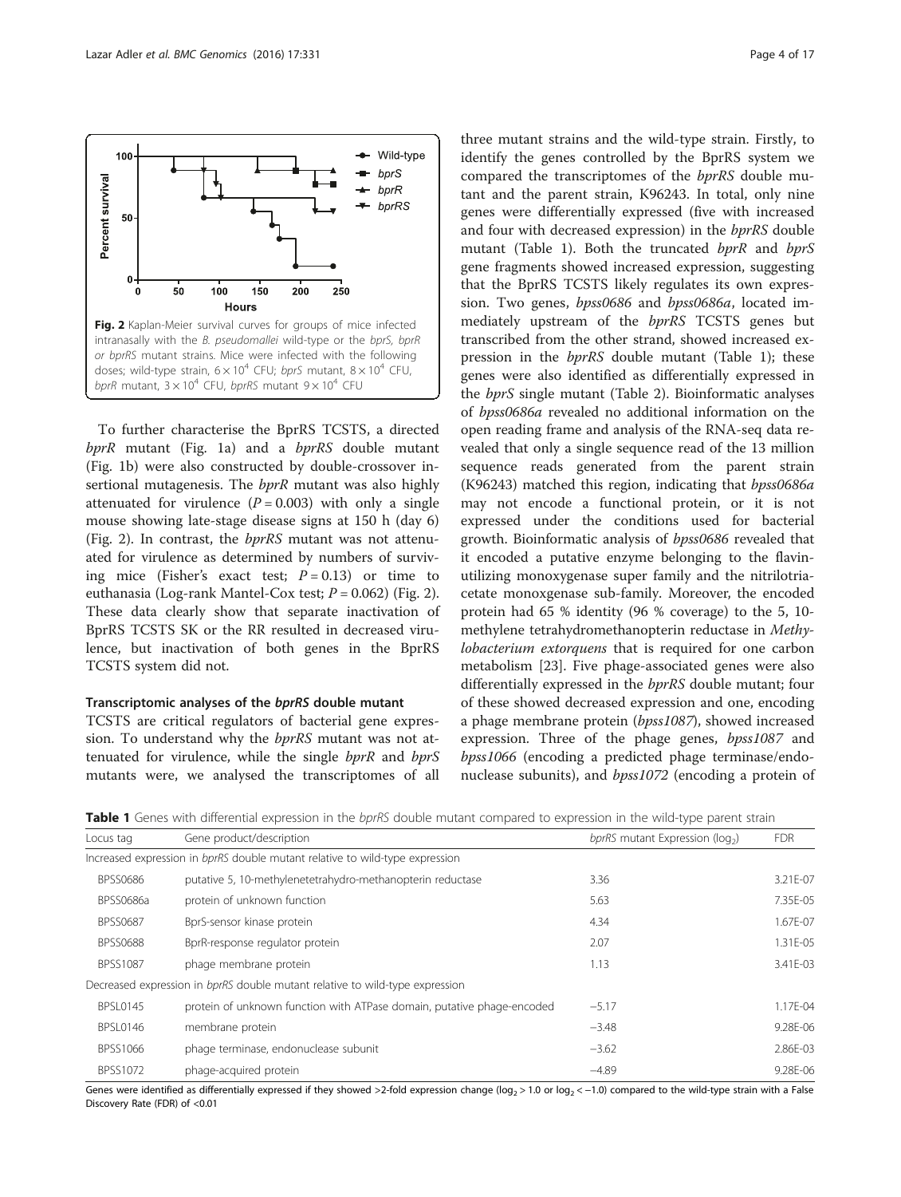Fig. 2 Kaplan-Meier survival curves for groups of mice infected intranasally with the *B. pseudomallei* wild-type or the *bprS, bprR* or *bprRS* mutant strains. Mice were infected with the following doses; wild-type strain, $6 \times 10^4$ CFU; *bprS* mutant, $8 \times 10^4$ CFU, *bprR* mutant, $3 \times 10^4$ CFU, *bprRS* mutant $9 \times 10^4$ CFU

To further characterise the BprRS TCSTS, a directed *bprR* mutant (Fig. 1a) and a *bprRS* double mutant (Fig. 1b) were also constructed by double-crossover insertional mutagenesis. The *bprR* mutant was also highly attenuated for virulence ($P = 0.003$) with only a single mouse showing late-stage disease signs at 150 h (day 6) (Fig. 2). In contrast, the *bprRS* mutant was not attenuated for virulence as determined by numbers of surviving mice (Fisher's exact test; $P = 0.13$) or time to euthanasia (Log-rank Mantel-Cox test; $P = 0.062$) (Fig. 2). These data clearly show that separate inactivation of BprRS TCSTS SK or the RR resulted in decreased virulence, but inactivation of both genes in the BprRS TCSTS system did not.

### Transcriptomic analyses of the *bprRS* double mutant

TCSTS are critical regulators of bacterial gene expression. To understand why the *bprRS* mutant was not attenuated for virulence, while the single *bprR* and *bprS* mutants were, we analysed the transcriptomes of all three mutant strains and the wild-type strain. Firstly, to identify the genes controlled by the BprRS system we compared the transcriptomes of the *bprRS* double mutant and the parent strain, K96243. In total, only nine genes were differentially expressed (five with increased and four with decreased expression) in the *bprRS* double mutant (Table 1). Both the truncated *bprR* and *bprS* gene fragments showed increased expression, suggesting that the BprRS TCSTS likely regulates its own expression. Two genes, *bpss0686* and *bpss0686a*, located immediately upstream of the *bprRS* TCSTS genes but transcribed from the other strand, showed increased expression in the *bprRS* double mutant (Table 1); these genes were also identified as differentially expressed in the *bprS* single mutant (Table 2). Bioinformatic analyses of *bpss0686a* revealed no additional information on the open reading frame and analysis of the RNA-seq data revealed that only a single sequence read of the 13 million sequence reads generated from the parent strain (K96243) matched this region, indicating that *bpss0686a* may not encode a functional protein, or it is not expressed under the conditions used for bacterial growth. Bioinformatic analysis of *bpss0686* revealed that it encoded a putative enzyme belonging to the flavin-utilizing monoxygenase super family and the nitrilotriacetate monoxgenase sub-family. Moreover, the encoded protein had 65 % identity (96 % coverage) to the 5, 10-methylene tetrahydromethanopterin reductase in *Methylobacterium extorquens* that is required for one carbon metabolism [23]. Five phage-associated genes were also differentially expressed in the *bprRS* double mutant; four of these showed decreased expression and one, encoding a phage membrane protein (*bpss1087*), showed increased expression. Three of the phage genes, *bpss1087* and *bpss1066* (encoding a predicted phage terminase/endonuclease subunits), and *bpss1072* (encoding a protein of

**Table 1** Genes with differential expression in the *bprRS* double mutant compared to expression in the wild-type parent strain

| Locus tag | Gene product/description | *bprRS* mutant Expression ($log_2$) | FDR |
|---|---|---|---|
| Increased expression in *bprRS* double mutant relative to wild-type expression | | | |
| BPSS0686 | putative 5, 10-methylenetetrahydro-methanopterin reductase | 3.36 | 3.21E-07 |
| BPSS0686a | protein of unknown function | 5.63 | 7.35E-05 |
| BPSS0687 | BprS-sensor kinase protein | 4.34 | 1.67E-07 |
| BPSS0688 | BprR-response regulator protein | 2.07 | 1.31E-05 |
| BPSS1087 | phage membrane protein | 1.13 | 3.41E-03 |
| Decreased expression in *bprRS* double mutant relative to wild-type expression | | | |
| BPSL0145 | protein of unknown function with ATPase domain, putative phage-encoded | −5.17 | 1.17E-04 |
| BPSL0146 | membrane protein | −3.48 | 9.28E-06 |
| BPSS1066 | phage terminase, endonuclease subunit | −3.62 | 2.86E-03 |
| BPSS1072 | phage-acquired protein | −4.89 | 9.28E-06 |

Genes were identified as differentially expressed if they showed >2-fold expression change ($log_2 > 1.0$ or $log_2 < -1.0$) compared to the wild-type strain with a False Discovery Rate (FDR) of <0.01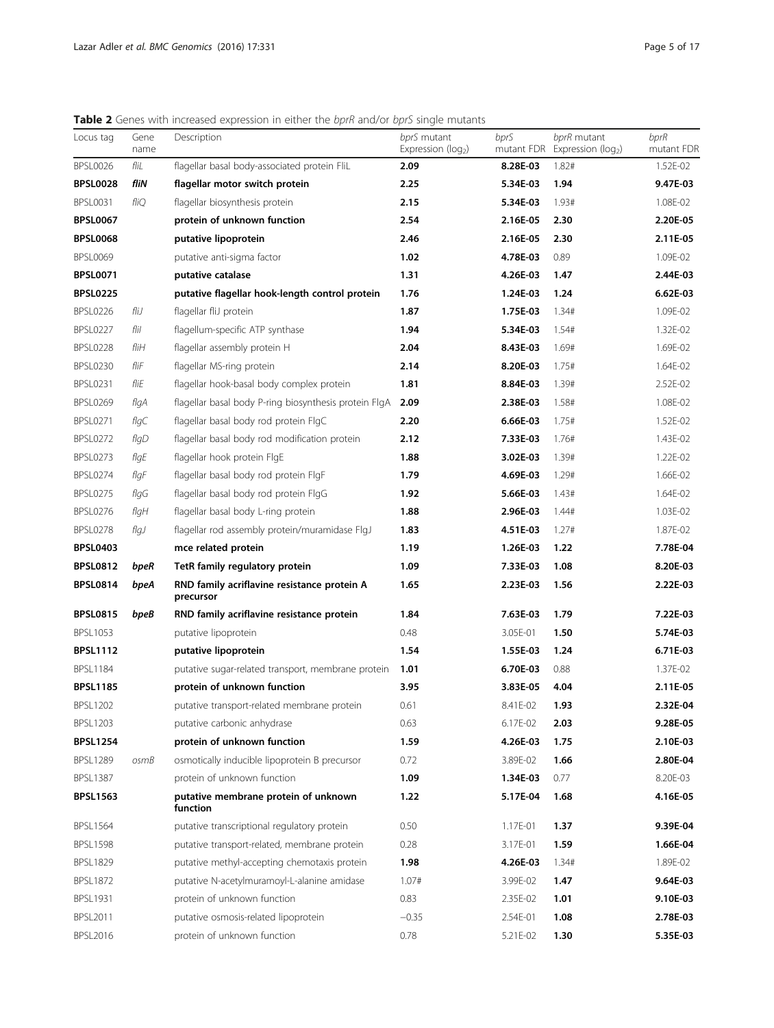**Table 2** Genes with increased expression in either the *bprR* and/or *bprS* single mutants

| Locus tag | Gene name | Description | *bprS* mutant Expression ($log_2$) | *bprS* mutant FDR | *bprR* mutant Expression ($log_2$) | *bprR* mutant FDR |
|---|---|---|---|---|---|---|
| BPSL0026 | *fliL* | flagellar basal body-associated protein FliL | **2.09** | **8.28E-03** | 1.82# | 1.52E-02 |
| **BPSL0028** | ***fliN*** | **flagellar motor switch protein** | **2.25** | **5.34E-03** | **1.94** | **9.47E-03** |
| BPSL0031 | *fliQ* | flagellar biosynthesis protein | **2.15** | **5.34E-03** | 1.93# | 1.08E-02 |
| **BPSL0067** | | **protein of unknown function** | **2.54** | **2.16E-05** | **2.30** | **2.20E-05** |
| **BPSL0068** | | **putative lipoprotein** | **2.46** | **2.16E-05** | **2.30** | **2.11E-05** |
| BPSL0069 | | putative anti-sigma factor | **1.02** | **4.78E-03** | 0.89 | 1.09E-02 |
| **BPSL0071** | | **putative catalase** | **1.31** | **4.26E-03** | **1.47** | **2.44E-03** |
| **BPSL0225** | | **putative flagellar hook-length control protein** | **1.76** | **1.24E-03** | **1.24** | **6.62E-03** |
| BPSL0226 | *fliJ* | flagellar fliJ protein | **1.87** | **1.75E-03** | 1.34# | 1.09E-02 |
| BPSL0227 | *fliI* | flagellum-specific ATP synthase | **1.94** | **5.34E-03** | 1.54# | 1.32E-02 |
| BPSL0228 | *fliH* | flagellar assembly protein H | **2.04** | **8.43E-03** | 1.69# | 1.69E-02 |
| BPSL0230 | *fliF* | flagellar MS-ring protein | **2.14** | **8.20E-03** | 1.75# | 1.64E-02 |
| BPSL0231 | *fliE* | flagellar hook-basal body complex protein | **1.81** | **8.84E-03** | 1.39# | 2.52E-02 |
| BPSL0269 | *flgA* | flagellar basal body P-ring biosynthesis protein FlgA | **2.09** | **2.38E-03** | 1.58# | 1.08E-02 |
| BPSL0271 | *flgC* | flagellar basal body rod protein FlgC | **2.20** | **6.66E-03** | 1.75# | 1.52E-02 |
| BPSL0272 | *flgD* | flagellar basal body rod modification protein | **2.12** | **7.33E-03** | 1.76# | 1.43E-02 |
| BPSL0273 | *flgE* | flagellar hook protein FlgE | **1.88** | **3.02E-03** | 1.39# | 1.22E-02 |
| BPSL0274 | *flgF* | flagellar basal body rod protein FlgF | **1.79** | **4.69E-03** | 1.29# | 1.66E-02 |
| BPSL0275 | *flgG* | flagellar basal body rod protein FlgG | **1.92** | **5.66E-03** | 1.43# | 1.64E-02 |
| BPSL0276 | *flgH* | flagellar basal body L-ring protein | **1.88** | **2.96E-03** | 1.44# | 1.03E-02 |
| BPSL0278 | *flgJ* | flagellar rod assembly protein/muramidase FlgJ | **1.83** | **4.51E-03** | 1.27# | 1.87E-02 |
| **BPSL0403** | | **mce related protein** | **1.19** | **1.26E-03** | **1.22** | **7.78E-04** |
| **BPSL0812** | ***bpeR*** | **TetR family regulatory protein** | **1.09** | **7.33E-03** | **1.08** | **8.20E-03** |
| **BPSL0814** | ***bpeA*** | **RND family acriflavine resistance protein A precursor** | **1.65** | **2.23E-03** | **1.56** | **2.22E-03** |
| **BPSL0815** | ***bpeB*** | **RND family acriflavine resistance protein** | **1.84** | **7.63E-03** | **1.79** | **7.22E-03** |
| BPSL1053 | | putative lipoprotein | 0.48 | 3.05E-01 | **1.50** | **5.74E-03** |
| **BPSL1112** | | **putative lipoprotein** | **1.54** | **1.55E-03** | **1.24** | **6.71E-03** |
| BPSL1184 | | putative sugar-related transport, membrane protein | **1.01** | **6.70E-03** | 0.88 | 1.37E-02 |
| **BPSL1185** | | **protein of unknown function** | **3.95** | **3.83E-05** | **4.04** | **2.11E-05** |
| BPSL1202 | | putative transport-related membrane protein | 0.61 | 8.41E-02 | **1.93** | **2.32E-04** |
| BPSL1203 | | putative carbonic anhydrase | 0.63 | 6.17E-02 | **2.03** | **9.28E-05** |
| **BPSL1254** | | **protein of unknown function** | **1.59** | **4.26E-03** | **1.75** | **2.10E-03** |
| BPSL1289 | *osmB* | osmotically inducible lipoprotein B precursor | 0.72 | 3.89E-02 | **1.66** | **2.80E-04** |
| BPSL1387 | | protein of unknown function | **1.09** | **1.34E-03** | 0.77 | 8.20E-03 |
| **BPSL1563** | | **putative membrane protein of unknown function** | **1.22** | **5.17E-04** | **1.68** | **4.16E-05** |
| BPSL1564 | | putative transcriptional regulatory protein | 0.50 | 1.17E-01 | **1.37** | **9.39E-04** |
| BPSL1598 | | putative transport-related, membrane protein | 0.28 | 3.17E-01 | **1.59** | **1.66E-04** |
| BPSL1829 | | putative methyl-accepting chemotaxis protein | **1.98** | **4.26E-03** | 1.34# | 1.89E-02 |
| BPSL1872 | | putative N-acetylmuramoyl-L-alanine amidase | 1.07# | 3.99E-02 | **1.47** | **9.64E-03** |
| BPSL1931 | | protein of unknown function | 0.83 | 2.35E-02 | **1.01** | **9.10E-03** |
| BPSL2011 | | putative osmosis-related lipoprotein | −0.35 | 2.54E-01 | **1.08** | **2.78E-03** |
| BPSL2016 | | protein of unknown function | 0.78 | 5.21E-02 | **1.30** | **5.35E-03** |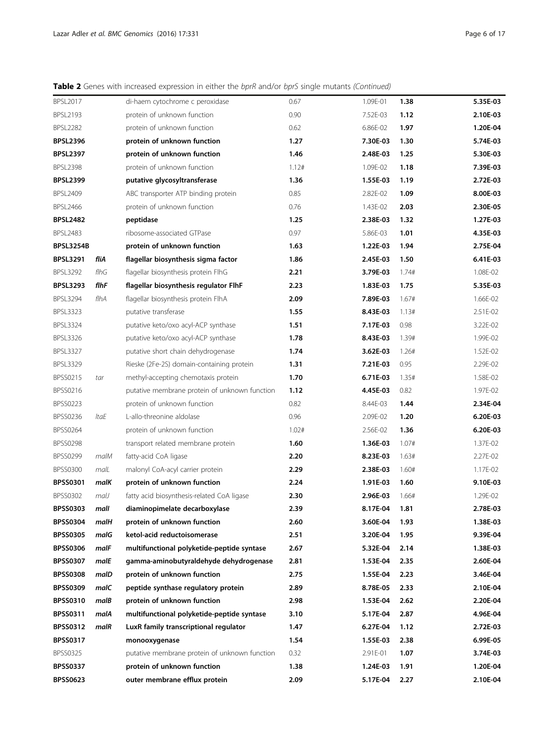**Table 2** Genes with increased expression in either the *bprR* and/or *bprS* single mutants *(Continued)*

| | | | | | | |
|---|---|---|---|---|---|---|
| BPSL2017 | | di-haem cytochrome c peroxidase | 0.67 | 1.09E-01 | **1.38** | **5.35E-03** |
| BPSL2193 | | protein of unknown function | 0.90 | 7.52E-03 | **1.12** | **2.10E-03** |
| BPSL2282 | | protein of unknown function | 0.62 | 6.86E-02 | **1.97** | **1.20E-04** |
| **BPSL2396** | | **protein of unknown function** | **1.27** | **7.30E-03** | **1.30** | **5.74E-03** |
| **BPSL2397** | | **protein of unknown function** | **1.46** | **2.48E-03** | **1.25** | **5.30E-03** |
| BPSL2398 | | protein of unknown function | 1.12# | 1.09E-02 | **1.18** | **7.39E-03** |
| **BPSL2399** | | **putative glycosyltransferase** | **1.36** | **1.55E-03** | **1.19** | **2.72E-03** |
| BPSL2409 | | ABC transporter ATP binding protein | 0.85 | 2.82E-02 | **1.09** | **8.00E-03** |
| BPSL2466 | | protein of unknown function | 0.76 | 1.43E-02 | **2.03** | **2.30E-05** |
| **BPSL2482** | | **peptidase** | **1.25** | **2.38E-03** | **1.32** | **1.27E-03** |
| BPSL2483 | | ribosome-associated GTPase | 0.97 | 5.86E-03 | **1.01** | **4.35E-03** |
| **BPSL3254B** | | **protein of unknown function** | **1.63** | **1.22E-03** | **1.94** | **2.75E-04** |
| **BPSL3291** | ***fliA*** | **flagellar biosynthesis sigma factor** | **1.86** | **2.45E-03** | **1.50** | **6.41E-03** |
| BPSL3292 | *flhG* | flagellar biosynthesis protein FlhG | **2.21** | **3.79E-03** | 1.74# | 1.08E-02 |
| **BPSL3293** | ***flhF*** | **flagellar biosynthesis regulator FlhF** | **2.23** | **1.83E-03** | **1.75** | **5.35E-03** |
| BPSL3294 | *flhA* | flagellar biosynthesis protein FlhA | **2.09** | **7.89E-03** | 1.67# | 1.66E-02 |
| BPSL3323 | | putative transferase | **1.55** | **8.43E-03** | 1.13# | 2.51E-02 |
| BPSL3324 | | putative keto/oxo acyl-ACP synthase | **1.51** | **7.17E-03** | 0.98 | 3.22E-02 |
| BPSL3326 | | putative keto/oxo acyl-ACP synthase | **1.78** | **8.43E-03** | 1.39# | 1.99E-02 |
| BPSL3327 | | putative short chain dehydrogenase | **1.74** | **3.62E-03** | 1.26# | 1.52E-02 |
| BPSL3329 | | Rieske (2Fe-2S) domain-containing protein | **1.31** | **7.21E-03** | 0.95 | 2.29E-02 |
| BPSS0215 | *tar* | methyl-accepting chemotaxis protein | **1.70** | **6.71E-03** | 1.35# | 1.58E-02 |
| BPSS0216 | | putative membrane protein of unknown function | **1.12** | **4.45E-03** | 0.82 | 1.97E-02 |
| BPSS0223 | | protein of unknown function | 0.82 | 8.44E-03 | **1.44** | **2.34E-04** |
| BPSS0236 | *ltaE* | L-allo-threonine aldolase | 0.96 | 2.09E-02 | **1.20** | **6.20E-03** |
| BPSS0264 | | protein of unknown function | 1.02# | 2.56E-02 | **1.36** | **6.20E-03** |
| BPSS0298 | | transport related membrane protein | **1.60** | **1.36E-03** | 1.07# | 1.37E-02 |
| BPSS0299 | *malM* | fatty-acid CoA ligase | **2.20** | **8.23E-03** | 1.63# | 2.27E-02 |
| BPSS0300 | *malL* | malonyl CoA-acyl carrier protein | **2.29** | **2.38E-03** | 1.60# | 1.17E-02 |
| **BPSS0301** | ***malK*** | **protein of unknown function** | **2.24** | **1.91E-03** | **1.60** | **9.10E-03** |
| BPSS0302 | *malJ* | fatty acid biosynthesis-related CoA ligase | **2.30** | **2.96E-03** | 1.66# | 1.29E-02 |
| **BPSS0303** | ***malI*** | **diaminopimelate decarboxylase** | **2.39** | **8.17E-04** | **1.81** | **2.78E-03** |
| **BPSS0304** | ***malH*** | **protein of unknown function** | **2.60** | **3.60E-04** | **1.93** | **1.38E-03** |
| **BPSS0305** | ***malG*** | **ketol-acid reductoisomerase** | **2.51** | **3.20E-04** | **1.95** | **9.39E-04** |
| **BPSS0306** | ***malF*** | **multifunctional polyketide-peptide syntase** | **2.67** | **5.32E-04** | **2.14** | **1.38E-03** |
| **BPSS0307** | ***malE*** | **gamma-aminobutyraldehyde dehydrogenase** | **2.81** | **1.53E-04** | **2.35** | **2.60E-04** |
| **BPSS0308** | ***malD*** | **protein of unknown function** | **2.75** | **1.55E-04** | **2.23** | **3.46E-04** |
| **BPSS0309** | ***malC*** | **peptide synthase regulatory protein** | **2.89** | **8.78E-05** | **2.33** | **2.10E-04** |
| **BPSS0310** | ***malB*** | **protein of unknown function** | **2.98** | **1.53E-04** | **2.62** | **2.20E-04** |
| **BPSS0311** | ***malA*** | **multifunctional polyketide-peptide syntase** | **3.10** | **5.17E-04** | **2.87** | **4.96E-04** |
| **BPSS0312** | ***malR*** | **LuxR family transcriptional regulator** | **1.47** | **6.27E-04** | **1.12** | **2.72E-03** |
| **BPSS0317** | | **monooxygenase** | **1.54** | **1.55E-03** | **2.38** | **6.99E-05** |
| BPSS0325 | | putative membrane protein of unknown function | 0.32 | 2.91E-01 | **1.07** | **3.74E-03** |
| **BPSS0337** | | **protein of unknown function** | **1.38** | **1.24E-03** | **1.91** | **1.20E-04** |
| **BPSS0623** | | **outer membrane efflux protein** | **2.09** | **5.17E-04** | **2.27** | **2.10E-04** |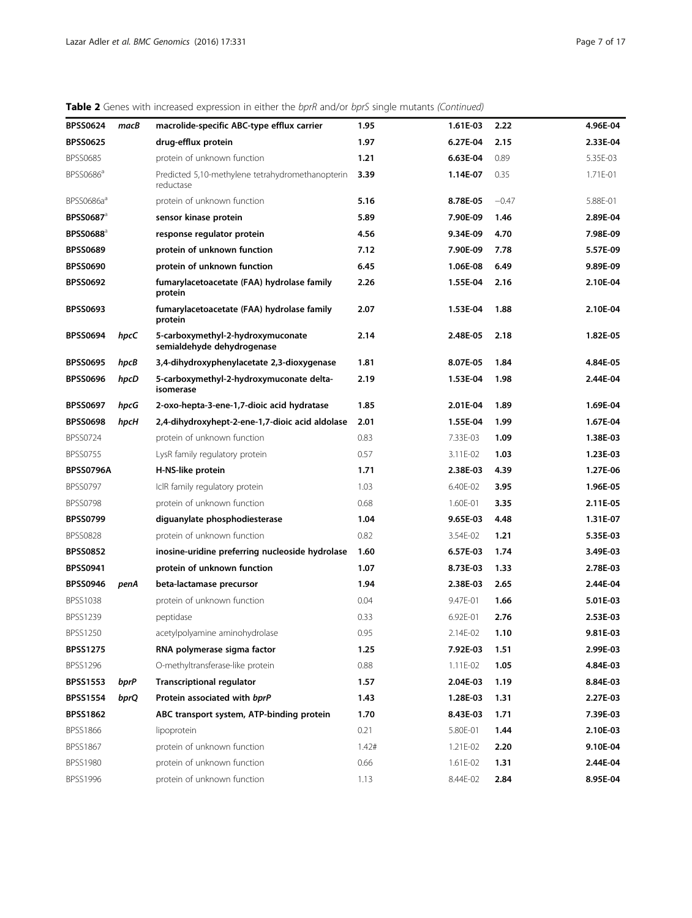**Table 2** Genes with increased expression in either the *bprR* and/or *bprS* single mutants *(Continued)*

| | | | | | | |
|---|---|---|---|---|---|---|
| **BPSS0624** | ***macB*** | **macrolide-specific ABC-type efflux carrier** | **1.95** | **1.61E-03** | **2.22** | **4.96E-04** |
| **BPSS0625** | | **drug-efflux protein** | **1.97** | **6.27E-04** | **2.15** | **2.33E-04** |
| BPSS0685 | | protein of unknown function | **1.21** | **6.63E-04** | 0.89 | 5.35E-03 |
| BPSS0686[a] | | Predicted 5,10-methylene tetrahydromethanopterin reductase | **3.39** | **1.14E-07** | 0.35 | 1.71E-01 |
| BPSS0686a[a] | | protein of unknown function | **5.16** | **8.78E-05** | −0.47 | 5.88E-01 |
| **BPSS0687**[a] | | **sensor kinase protein** | **5.89** | **7.90E-09** | **1.46** | **2.89E-04** |
| **BPSS0688**[a] | | **response regulator protein** | **4.56** | **9.34E-09** | **4.70** | **7.98E-09** |
| **BPSS0689** | | **protein of unknown function** | **7.12** | **7.90E-09** | **7.78** | **5.57E-09** |
| **BPSS0690** | | **protein of unknown function** | **6.45** | **1.06E-08** | **6.49** | **9.89E-09** |
| **BPSS0692** | | **fumarylacetoacetate (FAA) hydrolase family protein** | **2.26** | **1.55E-04** | **2.16** | **2.10E-04** |
| **BPSS0693** | | **fumarylacetoacetate (FAA) hydrolase family protein** | **2.07** | **1.53E-04** | **1.88** | **2.10E-04** |
| **BPSS0694** | ***hpcC*** | **5-carboxymethyl-2-hydroxymuconate semialdehyde dehydrogenase** | **2.14** | **2.48E-05** | **2.18** | **1.82E-05** |
| **BPSS0695** | ***hpcB*** | **3,4-dihydroxyphenylacetate 2,3-dioxygenase** | **1.81** | **8.07E-05** | **1.84** | **4.84E-05** |
| **BPSS0696** | ***hpcD*** | **5-carboxymethyl-2-hydroxymuconate delta-isomerase** | **2.19** | **1.53E-04** | **1.98** | **2.44E-04** |
| **BPSS0697** | ***hpcG*** | **2-oxo-hepta-3-ene-1,7-dioic acid hydratase** | **1.85** | **2.01E-04** | **1.89** | **1.69E-04** |
| **BPSS0698** | ***hpcH*** | **2,4-dihydroxyhept-2-ene-1,7-dioic acid aldolase** | **2.01** | **1.55E-04** | **1.99** | **1.67E-04** |
| BPSS0724 | | protein of unknown function | 0.83 | 7.33E-03 | **1.09** | **1.38E-03** |
| BPSS0755 | | LysR family regulatory protein | 0.57 | 3.11E-02 | **1.03** | **1.23E-03** |
| **BPSS0796A** | | **H-NS-like protein** | **1.71** | **2.38E-03** | **4.39** | **1.27E-06** |
| BPSS0797 | | IclR family regulatory protein | 1.03 | 6.40E-02 | **3.95** | **1.96E-05** |
| BPSS0798 | | protein of unknown function | 0.68 | 1.60E-01 | **3.35** | **2.11E-05** |
| **BPSS0799** | | **diguanylate phosphodiesterase** | **1.04** | **9.65E-03** | **4.48** | **1.31E-07** |
| BPSS0828 | | protein of unknown function | 0.82 | 3.54E-02 | **1.21** | **5.35E-03** |
| **BPSS0852** | | **inosine-uridine preferring nucleoside hydrolase** | **1.60** | **6.57E-03** | **1.74** | **3.49E-03** |
| **BPSS0941** | | **protein of unknown function** | **1.07** | **8.73E-03** | **1.33** | **2.78E-03** |
| **BPSS0946** | ***penA*** | **beta-lactamase precursor** | **1.94** | **2.38E-03** | **2.65** | **2.44E-04** |
| BPSS1038 | | protein of unknown function | 0.04 | 9.47E-01 | **1.66** | **5.01E-03** |
| BPSS1239 | | peptidase | 0.33 | 6.92E-01 | **2.76** | **2.53E-03** |
| BPSS1250 | | acetylpolyamine aminohydrolase | 0.95 | 2.14E-02 | **1.10** | **9.81E-03** |
| **BPSS1275** | | **RNA polymerase sigma factor** | **1.25** | **7.92E-03** | **1.51** | **2.99E-03** |
| BPSS1296 | | O-methyltransferase-like protein | 0.88 | 1.11E-02 | **1.05** | **4.84E-03** |
| **BPSS1553** | ***bprP*** | **Transcriptional regulator** | **1.57** | **2.04E-03** | **1.19** | **8.84E-03** |
| **BPSS1554** | ***bprQ*** | **Protein associated with *bprP*** | **1.43** | **1.28E-03** | **1.31** | **2.27E-03** |
| **BPSS1862** | | **ABC transport system, ATP-binding protein** | **1.70** | **8.43E-03** | **1.71** | **7.39E-03** |
| BPSS1866 | | lipoprotein | 0.21 | 5.80E-01 | **1.44** | **2.10E-03** |
| BPSS1867 | | protein of unknown function | 1.42# | 1.21E-02 | **2.20** | **9.10E-04** |
| BPSS1980 | | protein of unknown function | 0.66 | 1.61E-02 | **1.31** | **2.44E-04** |
| BPSS1996 | | protein of unknown function | 1.13 | 8.44E-02 | **2.84** | **8.95E-04** |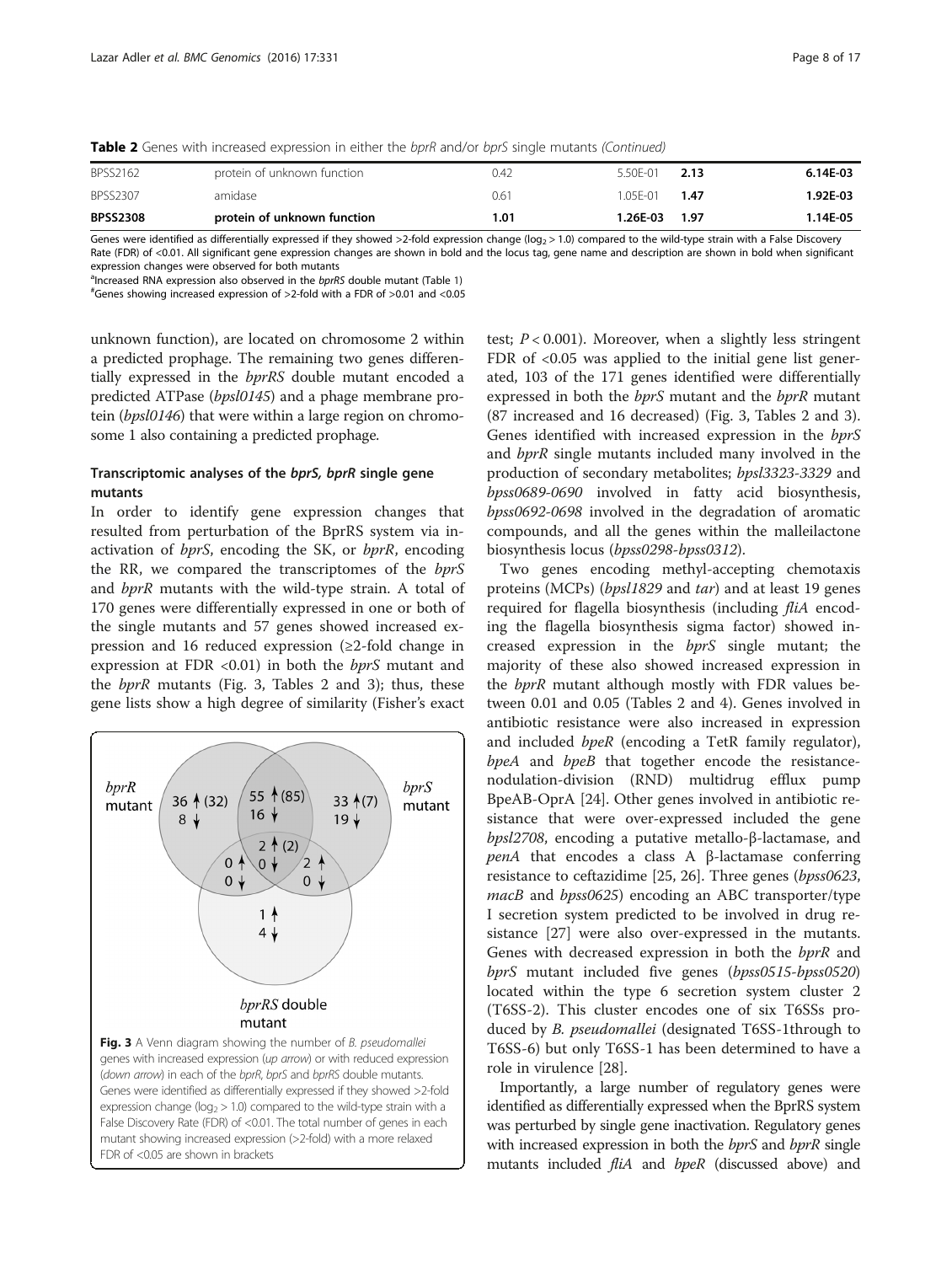**Table 2** Genes with increased expression in either the *bprR* and/or *bprS* single mutants *(Continued)*

| | | | | | |
|---|---|---|---|---|---|
| BPSS2162 | protein of unknown function | 0.42 | 5.50E-01 | **2.13** | **6.14E-03** |
| BPSS2307 | amidase | 0.61 | 1.05E-01 | **1.47** | **1.92E-03** |
| **BPSS2308** | **protein of unknown function** | **1.01** | **1.26E-03** | **1.97** | **1.14E-05** |

Genes were identified as differentially expressed if they showed >2-fold expression change ($\log_2 > 1.0$) compared to the wild-type strain with a False Discovery Rate (FDR) of <0.01. All significant gene expression changes are shown in bold and the locus tag, gene name and description are shown in bold when significant expression changes were observed for both mutants

[a]Increased RNA expression also observed in the *bprRS* double mutant (Table 1)

[#]Genes showing increased expression of >2-fold with a FDR of >0.01 and <0.05

unknown function), are located on chromosome 2 within a predicted prophage. The remaining two genes differentially expressed in the *bprRS* double mutant encoded a predicted ATPase (*bpsl0145*) and a phage membrane protein (*bpsl0146*) that were within a large region on chromosome 1 also containing a predicted prophage.

### Transcriptomic analyses of the *bprS, bprR* single gene mutants

In order to identify gene expression changes that resulted from perturbation of the BprRS system via inactivation of *bprS*, encoding the SK, or *bprR*, encoding the RR, we compared the transcriptomes of the *bprS* and *bprR* mutants with the wild-type strain. A total of 170 genes were differentially expressed in one or both of the single mutants and 57 genes showed increased expression and 16 reduced expression (≥2-fold change in expression at FDR <0.01) in both the *bprS* mutant and the *bprR* mutants (Fig. 3, Tables 2 and 3); thus, these gene lists show a high degree of similarity (Fisher's exact test; $P < 0.001$). Moreover, when a slightly less stringent FDR of <0.05 was applied to the initial gene list generated, 103 of the 171 genes identified were differentially expressed in both the *bprS* mutant and the *bprR* mutant (87 increased and 16 decreased) (Fig. 3, Tables 2 and 3). Genes identified with increased expression in the *bprS* and *bprR* single mutants included many involved in the production of secondary metabolites; *bpsl3323-3329* and *bpss0689-0690* involved in fatty acid biosynthesis, *bpss0692-0698* involved in the degradation of aromatic compounds, and all the genes within the malleilactone biosynthesis locus (*bpss0298-bpss0312*).

Fig. 3 A Venn diagram showing the number of *B. pseudomallei* genes with increased expression (*up arrow*) or with reduced expression (*down arrow*) in each of the *bprR*, *bprS* and *bprRS* double mutants. Genes were identified as differentially expressed if they showed >2-fold expression change ($\log_2 > 1.0$) compared to the wild-type strain with a False Discovery Rate (FDR) of <0.01. The total number of genes in each mutant showing increased expression (>2-fold) with a more relaxed FDR of <0.05 are shown in brackets

Two genes encoding methyl-accepting chemotaxis proteins (MCPs) (*bpsl1829* and *tar*) and at least 19 genes required for flagella biosynthesis (including *fliA* encoding the flagella biosynthesis sigma factor) showed increased expression in the *bprS* single mutant; the majority of these also showed increased expression in the *bprR* mutant although mostly with FDR values between 0.01 and 0.05 (Tables 2 and 4). Genes involved in antibiotic resistance were also increased in expression and included *bpeR* (encoding a TetR family regulator), *bpeA* and *bpeB* that together encode the resistance-nodulation-division (RND) multidrug efflux pump BpeAB-OprA [24]. Other genes involved in antibiotic resistance that were over-expressed included the gene *bpsl2708*, encoding a putative metallo-β-lactamase, and *penA* that encodes a class A β-lactamase conferring resistance to ceftazidime [25, 26]. Three genes (*bpss0623*, *macB* and *bpss0625*) encoding an ABC transporter/type I secretion system predicted to be involved in drug resistance [27] were also over-expressed in the mutants. Genes with decreased expression in both the *bprR* and *bprS* mutant included five genes (*bpss0515-bpss0520*) located within the type 6 secretion system cluster 2 (T6SS-2). This cluster encodes one of six T6SSs produced by *B. pseudomallei* (designated T6SS-1through to T6SS-6) but only T6SS-1 has been determined to have a role in virulence [28].

Importantly, a large number of regulatory genes were identified as differentially expressed when the BprRS system was perturbed by single gene inactivation. Regulatory genes with increased expression in both the *bprS* and *bprR* single mutants included *fliA* and *bpeR* (discussed above) and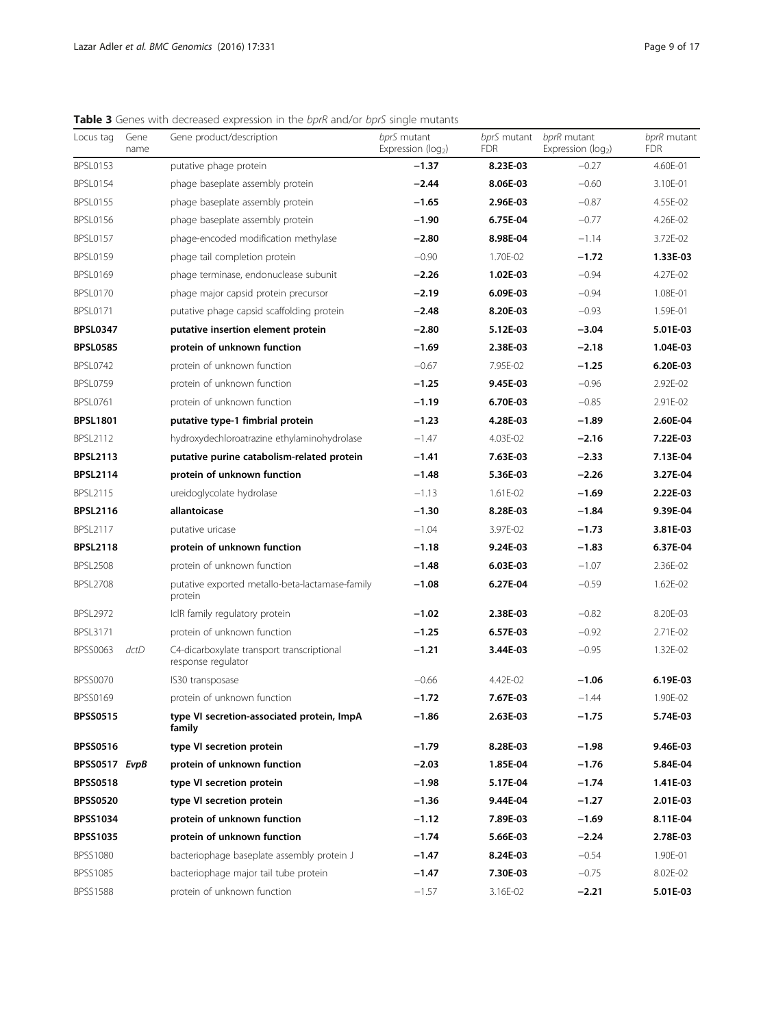**Table 3** Genes with decreased expression in the *bprR* and/or *bprS* single mutants

| Locus tag | Gene name | Gene product/description | *bprS* mutant Expression ($log_2$) | *bprS* mutant FDR | *bprR* mutant Expression ($log_2$) | *bprR* mutant FDR |
|---|---|---|---|---|---|---|
| BPSL0153 | | putative phage protein | **−1.37** | **8.23E-03** | −0.27 | 4.60E-01 |
| BPSL0154 | | phage baseplate assembly protein | **−2.44** | **8.06E-03** | −0.60 | 3.10E-01 |
| BPSL0155 | | phage baseplate assembly protein | **−1.65** | **2.96E-03** | −0.87 | 4.55E-02 |
| BPSL0156 | | phage baseplate assembly protein | **−1.90** | **6.75E-04** | −0.77 | 4.26E-02 |
| BPSL0157 | | phage-encoded modification methylase | **−2.80** | **8.98E-04** | −1.14 | 3.72E-02 |
| BPSL0159 | | phage tail completion protein | −0.90 | 1.70E-02 | **−1.72** | **1.33E-03** |
| BPSL0169 | | phage terminase, endonuclease subunit | **−2.26** | **1.02E-03** | −0.94 | 4.27E-02 |
| BPSL0170 | | phage major capsid protein precursor | **−2.19** | **6.09E-03** | −0.94 | 1.08E-01 |
| BPSL0171 | | putative phage capsid scaffolding protein | **−2.48** | **8.20E-03** | −0.93 | 1.59E-01 |
| **BPSL0347** | | **putative insertion element protein** | **−2.80** | **5.12E-03** | **−3.04** | **5.01E-03** |
| **BPSL0585** | | **protein of unknown function** | **−1.69** | **2.38E-03** | **−2.18** | **1.04E-03** |
| BPSL0742 | | protein of unknown function | −0.67 | 7.95E-02 | **−1.25** | **6.20E-03** |
| BPSL0759 | | protein of unknown function | **−1.25** | **9.45E-03** | −0.96 | 2.92E-02 |
| BPSL0761 | | protein of unknown function | **−1.19** | **6.70E-03** | −0.85 | 2.91E-02 |
| **BPSL1801** | | **putative type-1 fimbrial protein** | **−1.23** | **4.28E-03** | **−1.89** | **2.60E-04** |
| BPSL2112 | | hydroxydechloroatrazine ethylaminohydrolase | −1.47 | 4.03E-02 | **−2.16** | **7.22E-03** |
| **BPSL2113** | | **putative purine catabolism-related protein** | **−1.41** | **7.63E-03** | **−2.33** | **7.13E-04** |
| **BPSL2114** | | **protein of unknown function** | **−1.48** | **5.36E-03** | **−2.26** | **3.27E-04** |
| BPSL2115 | | ureidoglycolate hydrolase | −1.13 | 1.61E-02 | **−1.69** | **2.22E-03** |
| **BPSL2116** | | **allantoicase** | **−1.30** | **8.28E-03** | **−1.84** | **9.39E-04** |
| BPSL2117 | | putative uricase | −1.04 | 3.97E-02 | **−1.73** | **3.81E-03** |
| **BPSL2118** | | **protein of unknown function** | **−1.18** | **9.24E-03** | **−1.83** | **6.37E-04** |
| BPSL2508 | | protein of unknown function | **−1.48** | **6.03E-03** | −1.07 | 2.36E-02 |
| BPSL2708 | | putative exported metallo-beta-lactamase-family protein | **−1.08** | **6.27E-04** | −0.59 | 1.62E-02 |
| BPSL2972 | | IclR family regulatory protein | **−1.02** | **2.38E-03** | −0.82 | 8.20E-03 |
| BPSL3171 | | protein of unknown function | **−1.25** | **6.57E-03** | −0.92 | 2.71E-02 |
| BPSS0063 | *dctD* | C4-dicarboxylate transport transcriptional response regulator | **−1.21** | **3.44E-03** | −0.95 | 1.32E-02 |
| BPSS0070 | | IS30 transposase | −0.66 | 4.42E-02 | **−1.06** | **6.19E-03** |
| BPSS0169 | | protein of unknown function | **−1.72** | **7.67E-03** | −1.44 | 1.90E-02 |
| **BPSS0515** | | **type VI secretion-associated protein, ImpA family** | **−1.86** | **2.63E-03** | **−1.75** | **5.74E-03** |
| **BPSS0516** | | **type VI secretion protein** | **−1.79** | **8.28E-03** | **−1.98** | **9.46E-03** |
| **BPSS0517** | ***EvpB*** | **protein of unknown function** | **−2.03** | **1.85E-04** | **−1.76** | **5.84E-04** |
| **BPSS0518** | | **type VI secretion protein** | **−1.98** | **5.17E-04** | **−1.74** | **1.41E-03** |
| **BPSS0520** | | **type VI secretion protein** | **−1.36** | **9.44E-04** | **−1.27** | **2.01E-03** |
| **BPSS1034** | | **protein of unknown function** | **−1.12** | **7.89E-03** | **−1.69** | **8.11E-04** |
| **BPSS1035** | | **protein of unknown function** | **−1.74** | **5.66E-03** | **−2.24** | **2.78E-03** |
| BPSS1080 | | bacteriophage baseplate assembly protein J | **−1.47** | **8.24E-03** | −0.54 | 1.90E-01 |
| BPSS1085 | | bacteriophage major tail tube protein | **−1.47** | **7.30E-03** | −0.75 | 8.02E-02 |
| BPSS1588 | | protein of unknown function | −1.57 | 3.16E-02 | **−2.21** | **5.01E-03** |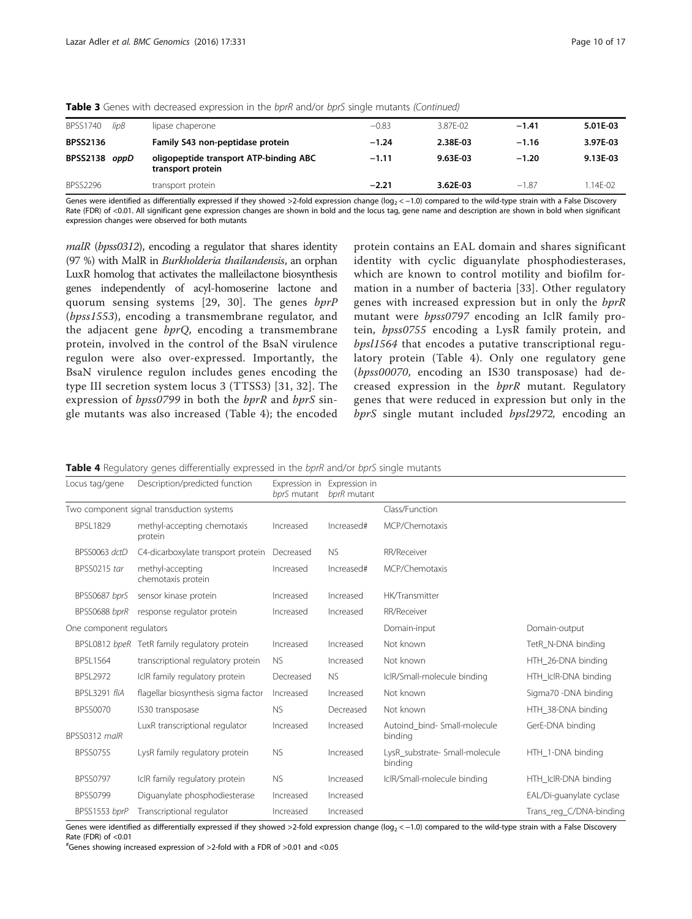**Table 3** Genes with decreased expression in the *bprR* and/or *bprS* single mutants *(Continued)*

| | | | | | | |
|---|---|---|---|---|---|---|
| BPSS1740 | *lipB* | lipase chaperone | −0.83 | 3.87E-02 | **−1.41** | **5.01E-03** |
| **BPSS2136** | | **Family S43 non-peptidase protein** | **−1.24** | **2.38E-03** | **−1.16** | **3.97E-03** |
| **BPSS2138** | ***oppD*** | **oligopeptide transport ATP-binding ABC transport protein** | **−1.11** | **9.63E-03** | **−1.20** | **9.13E-03** |
| BPSS2296 | | transport protein | **−2.21** | **3.62E-03** | −1.87 | 1.14E-02 |

Genes were identified as differentially expressed if they showed >2-fold expression change ($\log_2 < -1.0$) compared to the wild-type strain with a False Discovery Rate (FDR) of <0.01. All significant gene expression changes are shown in bold and the locus tag, gene name and description are shown in bold when significant expression changes were observed for both mutants

*malR* (*bpss0312*), encoding a regulator that shares identity (97 %) with MalR in *Burkholderia thailandensis*, an orphan LuxR homolog that activates the malleilactone biosynthesis genes independently of acyl-homoserine lactone and quorum sensing systems [29, 30]. The genes *bprP* (*bpss1553*), encoding a transmembrane regulator, and the adjacent gene *bprQ*, encoding a transmembrane protein, involved in the control of the BsaN virulence regulon were also over-expressed. Importantly, the BsaN virulence regulon includes genes encoding the type III secretion system locus 3 (TTSS3) [31, 32]. The expression of *bpss0799* in both the *bprR* and *bprS* single mutants was also increased (Table 4); the encoded protein contains an EAL domain and shares significant identity with cyclic diguanylate phosphodiesterases, which are known to control motility and biofilm formation in a number of bacteria [33]. Other regulatory genes with increased expression but in only the *bprR* mutant were *bpss0797* encoding an IclR family protein, *bpss0755* encoding a LysR family protein, and *bpsl1564* that encodes a putative transcriptional regulatory protein (Table 4). Only one regulatory gene (*bpss00070*, encoding an IS30 transposase) had decreased expression in the *bprR* mutant. Regulatory genes that were reduced in expression but only in the *bprS* single mutant included *bpsl2972*, encoding an

**Table 4** Regulatory genes differentially expressed in the *bprR* and/or *bprS* single mutants

| Locus tag/gene | Description/predicted function | Expression in *bprS* mutant | Expression in *bprR* mutant | | |
|---|---|---|---|---|---|
| Two component signal transduction systems | | | | Class/Function | |
| BPSL1829 | methyl-accepting chemotaxis protein | Increased | Increased# | MCP/Chemotaxis | |
| BPSS0063 *dctD* | C4-dicarboxylate transport protein | Decreased | NS | RR/Receiver | |
| BPSS0215 *tar* | methyl-accepting chemotaxis protein | Increased | Increased# | MCP/Chemotaxis | |
| BPSS0687 *bprS* | sensor kinase protein | Increased | Increased | HK/Transmitter | |
| BPSS0688 *bprR* | response regulator protein | Increased | Increased | RR/Receiver | |
| One component regulators | | | | Domain-input | Domain-output |
| BPSL0812 *bpeR* | TetR family regulatory protein | Increased | Increased | Not known | TetR_N-DNA binding |
| BPSL1564 | transcriptional regulatory protein | NS | Increased | Not known | HTH_26-DNA binding |
| BPSL2972 | IclR family regulatory protein | Decreased | NS | IclR/Small-molecule binding | HTH_IclR-DNA binding |
| BPSL3291 *fliA* | flagellar biosynthesis sigma factor | Increased | Increased | Not known | Sigma70 -DNA binding |
| BPSS0070 | IS30 transposase | NS | Decreased | Not known | HTH_38-DNA binding |
| BPSS0312 *malR* | LuxR transcriptional regulator | Increased | Increased | Autoind_bind- Small-molecule binding | GerE-DNA binding |
| BPSS0755 | LysR family regulatory protein | NS | Increased | LysR_substrate- Small-molecule binding | HTH_1-DNA binding |
| BPSS0797 | IclR family regulatory protein | NS | Increased | IclR/Small-molecule binding | HTH_IclR-DNA binding |
| BPSS0799 | Diguanylate phosphodiesterase | Increased | Increased | | EAL/Di-guanylate cyclase |
| BPSS1553 *bprP* | Transcriptional regulator | Increased | Increased | | Trans_reg_C/DNA-binding |

Genes were identified as differentially expressed if they showed >2-fold expression change ($\log_2 < -1.0$) compared to the wild-type strain with a False Discovery Rate (FDR) of <0.01

#Genes showing increased expression of >2-fold with a FDR of >0.01 and <0.05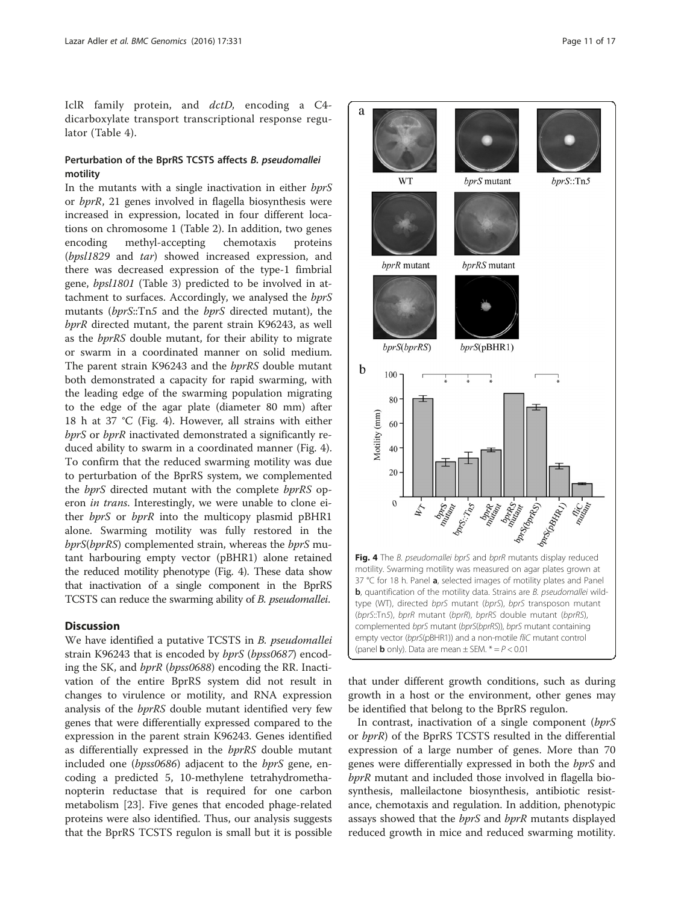IclR family protein, and *dctD*, encoding a C4-dicarboxylate transport transcriptional response regulator (Table 4).

### Perturbation of the BprRS TCSTS affects *B. pseudomallei* motility

In the mutants with a single inactivation in either *bprS* or *bprR*, 21 genes involved in flagella biosynthesis were increased in expression, located in four different locations on chromosome 1 (Table 2). In addition, two genes encoding methyl-accepting chemotaxis proteins (*bpsl1829* and *tar*) showed increased expression, and there was decreased expression of the type-1 fimbrial gene, *bpsl1801* (Table 3) predicted to be involved in attachment to surfaces. Accordingly, we analysed the *bprS* mutants (*bprS*::Tn*5* and the *bprS* directed mutant), the *bprR* directed mutant, the parent strain K96243, as well as the *bprRS* double mutant, for their ability to migrate or swarm in a coordinated manner on solid medium. The parent strain K96243 and the *bprRS* double mutant both demonstrated a capacity for rapid swarming, with the leading edge of the swarming population migrating to the edge of the agar plate (diameter 80 mm) after 18 h at 37 °C (Fig. 4). However, all strains with either *bprS* or *bprR* inactivated demonstrated a significantly reduced ability to swarm in a coordinated manner (Fig. 4). To confirm that the reduced swarming motility was due to perturbation of the BprRS system, we complemented the *bprS* directed mutant with the complete *bprRS* operon *in trans*. Interestingly, we were unable to clone either *bprS* or *bprR* into the multicopy plasmid pBHR1 alone. Swarming motility was fully restored in the *bprS*(*bprRS*) complemented strain, whereas the *bprS* mutant harbouring empty vector (pBHR1) alone retained the reduced motility phenotype (Fig. 4). These data show that inactivation of a single component in the BprRS TCSTS can reduce the swarming ability of *B. pseudomallei*.

**Fig. 4** The *B. pseudomallei bprS* and *bprR* mutants display reduced motility. Swarming motility was measured on agar plates grown at 37 °C for 18 h. Panel **a**, selected images of motility plates and Panel **b**, quantification of the motility data. Strains are *B. pseudomallei* wild-type (WT), directed *bprS* mutant (*bprS*), *bprS* transposon mutant (*bprS*::Tn*5*), *bprR* mutant (*bprR*), *bprRS* double mutant (*bprRS*), complemented *bprS* mutant (*bprS*(*bprRS*)), *bprS* mutant containing empty vector (*bprS*(pBHR1)) and a non-motile *fliC* mutant control (panel **b** only). Data are mean ± SEM. * = $P < 0.01$

## Discussion

We have identified a putative TCSTS in *B. pseudomallei* strain K96243 that is encoded by *bprS* (*bpss0687*) encoding the SK, and *bprR* (*bpss0688*) encoding the RR. Inactivation of the entire BprRS system did not result in changes to virulence or motility, and RNA expression analysis of the *bprRS* double mutant identified very few genes that were differentially expressed compared to the expression in the parent strain K96243. Genes identified as differentially expressed in the *bprRS* double mutant included one (*bpss0686*) adjacent to the *bprS* gene, encoding a predicted 5, 10-methylene tetrahydromethanopterin reductase that is required for one carbon metabolism [23]. Five genes that encoded phage-related proteins were also identified. Thus, our analysis suggests that the BprRS TCSTS regulon is small but it is possible that under different growth conditions, such as during growth in a host or the environment, other genes may be identified that belong to the BprRS regulon.

In contrast, inactivation of a single component (*bprS* or *bprR*) of the BprRS TCSTS resulted in the differential expression of a large number of genes. More than 70 genes were differentially expressed in both the *bprS* and *bprR* mutant and included those involved in flagella biosynthesis, malleilactone biosynthesis, antibiotic resistance, chemotaxis and regulation. In addition, phenotypic assays showed that the *bprS* and *bprR* mutants displayed reduced growth in mice and reduced swarming motility.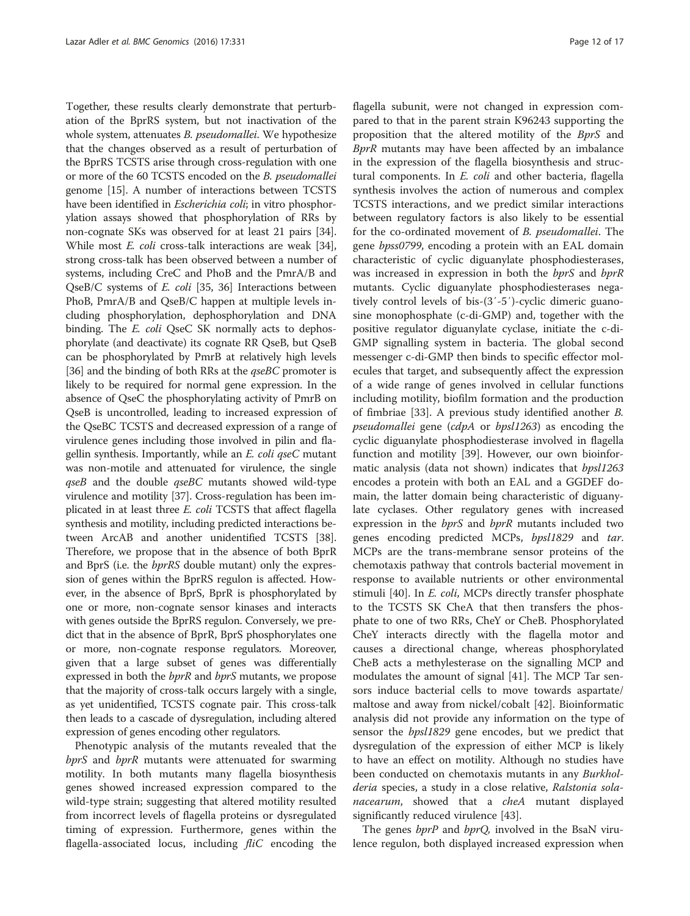Together, these results clearly demonstrate that perturbation of the BprRS system, but not inactivation of the whole system, attenuates *B. pseudomallei*. We hypothesize that the changes observed as a result of perturbation of the BprRS TCSTS arise through cross-regulation with one or more of the 60 TCSTS encoded on the *B. pseudomallei* genome [15]. A number of interactions between TCSTS have been identified in *Escherichia coli*; in vitro phosphorylation assays showed that phosphorylation of RRs by non-cognate SKs was observed for at least 21 pairs [34]. While most *E. coli* cross-talk interactions are weak [34], strong cross-talk has been observed between a number of systems, including CreC and PhoB and the PmrA/B and QseB/C systems of *E. coli* [35, 36] Interactions between PhoB, PmrA/B and QseB/C happen at multiple levels including phosphorylation, dephosphorylation and DNA binding. The *E. coli* QseC SK normally acts to dephosphorylate (and deactivate) its cognate RR QseB, but QseB can be phosphorylated by PmrB at relatively high levels [36] and the binding of both RRs at the *qseBC* promoter is likely to be required for normal gene expression. In the absence of QseC the phosphorylating activity of PmrB on QseB is uncontrolled, leading to increased expression of the QseBC TCSTS and decreased expression of a range of virulence genes including those involved in pilin and flagellin synthesis. Importantly, while an *E. coli qseC* mutant was non-motile and attenuated for virulence, the single *qseB* and the double *qseBC* mutants showed wild-type virulence and motility [37]. Cross-regulation has been implicated in at least three *E. coli* TCSTS that affect flagella synthesis and motility, including predicted interactions between ArcAB and another unidentified TCSTS [38]. Therefore, we propose that in the absence of both BprR and BprS (i.e. the *bprRS* double mutant) only the expression of genes within the BprRS regulon is affected. However, in the absence of BprS, BprR is phosphorylated by one or more, non-cognate sensor kinases and interacts with genes outside the BprRS regulon. Conversely, we predict that in the absence of BprR, BprS phosphorylates one or more, non-cognate response regulators. Moreover, given that a large subset of genes was differentially expressed in both the *bprR* and *bprS* mutants, we propose that the majority of cross-talk occurs largely with a single, as yet unidentified, TCSTS cognate pair. This cross-talk then leads to a cascade of dysregulation, including altered expression of genes encoding other regulators.

Phenotypic analysis of the mutants revealed that the *bprS* and *bprR* mutants were attenuated for swarming motility. In both mutants many flagella biosynthesis genes showed increased expression compared to the wild-type strain; suggesting that altered motility resulted from incorrect levels of flagella proteins or dysregulated timing of expression. Furthermore, genes within the flagella-associated locus, including *fliC* encoding the flagella subunit, were not changed in expression compared to that in the parent strain K96243 supporting the proposition that the altered motility of the *BprS* and *BprR* mutants may have been affected by an imbalance in the expression of the flagella biosynthesis and structural components. In *E. coli* and other bacteria, flagella synthesis involves the action of numerous and complex TCSTS interactions, and we predict similar interactions between regulatory factors is also likely to be essential for the co-ordinated movement of *B. pseudomallei*. The gene *bpss0799*, encoding a protein with an EAL domain characteristic of cyclic diguanylate phosphodiesterases, was increased in expression in both the *bprS* and *bprR* mutants. Cyclic diguanylate phosphodiesterases negatively control levels of bis-(3′-5′)-cyclic dimeric guanosine monophosphate (c-di-GMP) and, together with the positive regulator diguanylate cyclase, initiate the c-di-GMP signalling system in bacteria. The global second messenger c-di-GMP then binds to specific effector molecules that target, and subsequently affect the expression of a wide range of genes involved in cellular functions including motility, biofilm formation and the production of fimbriae [33]. A previous study identified another *B. pseudomallei* gene (*cdpA* or *bpsl1263*) as encoding the cyclic diguanylate phosphodiesterase involved in flagella function and motility [39]. However, our own bioinformatic analysis (data not shown) indicates that *bpsl1263* encodes a protein with both an EAL and a GGDEF domain, the latter domain being characteristic of diguanylate cyclases. Other regulatory genes with increased expression in the *bprS* and *bprR* mutants included two genes encoding predicted MCPs, *bpsl1829* and *tar*. MCPs are the trans-membrane sensor proteins of the chemotaxis pathway that controls bacterial movement in response to available nutrients or other environmental stimuli [40]. In *E. coli*, MCPs directly transfer phosphate to the TCSTS SK CheA that then transfers the phosphate to one of two RRs, CheY or CheB. Phosphorylated CheY interacts directly with the flagella motor and causes a directional change, whereas phosphorylated CheB acts a methylesterase on the signalling MCP and modulates the amount of signal [41]. The MCP Tar sensors induce bacterial cells to move towards aspartate/maltose and away from nickel/cobalt [42]. Bioinformatic analysis did not provide any information on the type of sensor the *bpsl1829* gene encodes, but we predict that dysregulation of the expression of either MCP is likely to have an effect on motility. Although no studies have been conducted on chemotaxis mutants in any *Burkholderia* species, a study in a close relative, *Ralstonia solanacearum*, showed that a *cheA* mutant displayed significantly reduced virulence [43].

The genes *bprP* and *bprQ*, involved in the BsaN virulence regulon, both displayed increased expression when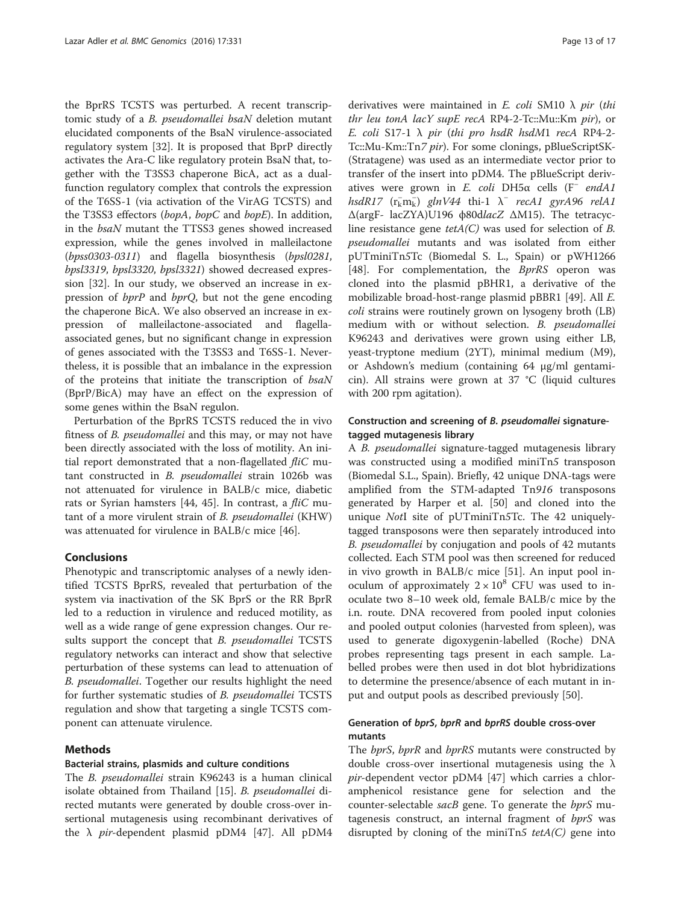the BprRS TCSTS was perturbed. A recent transcriptomic study of a *B. pseudomallei bsaN* deletion mutant elucidated components of the BsaN virulence-associated regulatory system [32]. It is proposed that BprP directly activates the Ara-C like regulatory protein BsaN that, together with the T3SS3 chaperone BicA, act as a dual-function regulatory complex that controls the expression of the T6SS-1 (via activation of the VirAG TCSTS) and the T3SS3 effectors (*bopA*, *bopC* and *bopE*). In addition, in the *bsaN* mutant the TTSS3 genes showed increased expression, while the genes involved in malleilactone (*bpss0303-0311*) and flagella biosynthesis (*bpsl0281*, *bpsl3319*, *bpsl3320*, *bpsl3321*) showed decreased expression [32]. In our study, we observed an increase in expression of *bprP* and *bprQ*, but not the gene encoding the chaperone BicA. We also observed an increase in expression of malleilactone-associated and flagella-associated genes, but no significant change in expression of genes associated with the T3SS3 and T6SS-1. Nevertheless, it is possible that an imbalance in the expression of the proteins that initiate the transcription of *bsaN* (BprP/BicA) may have an effect on the expression of some genes within the BsaN regulon.

Perturbation of the BprRS TCSTS reduced the in vivo fitness of *B. pseudomallei* and this may, or may not have been directly associated with the loss of motility. An initial report demonstrated that a non-flagellated *fliC* mutant constructed in *B. pseudomallei* strain 1026b was not attenuated for virulence in BALB/c mice, diabetic rats or Syrian hamsters [44, 45]. In contrast, a *fliC* mutant of a more virulent strain of *B. pseudomallei* (KHW) was attenuated for virulence in BALB/c mice [46].

## Conclusions

Phenotypic and transcriptomic analyses of a newly identified TCSTS BprRS, revealed that perturbation of the system via inactivation of the SK BprS or the RR BprR led to a reduction in virulence and reduced motility, as well as a wide range of gene expression changes. Our results support the concept that *B. pseudomallei* TCSTS regulatory networks can interact and show that selective perturbation of these systems can lead to attenuation of *B. pseudomallei*. Together our results highlight the need for further systematic studies of *B. pseudomallei* TCSTS regulation and show that targeting a single TCSTS component can attenuate virulence.

## Methods

### Bacterial strains, plasmids and culture conditions

The *B. pseudomallei* strain K96243 is a human clinical isolate obtained from Thailand [15]. *B. pseudomallei* directed mutants were generated by double cross-over insertional mutagenesis using recombinant derivatives of the λ *pir*-dependent plasmid pDM4 [47]. All pDM4 derivatives were maintained in *E. coli* SM10 λ *pir* (*thi thr leu tonA lacY supE recA* RP4-2-Tc::Mu::Km *pir*), or *E. coli* S17-1 λ *pir* (*thi pro hsdR hsdM*1 *recA* RP4-2-Tc::Mu-Km::Tn*7 pir*). For some clonings, pBlueScriptSK- (Stratagene) was used as an intermediate vector prior to transfer of the insert into pDM4. The pBlueScript derivatives were grown in *E. coli* DH5α cells ($F^-$ *endA1 hsdR17* ($r_k^- m_k^-$) *glnV44* thi-1 $\lambda^-$ *recA1 gyrA96 relA1* Δ(argF- lacZYA)U196 ϕ80d*lacZ* ΔM15). The tetracycline resistance gene *tetA(C)* was used for selection of *B. pseudomallei* mutants and was isolated from either pUTminiTn5Tc (Biomedal S. L., Spain) or pWH1266 [48]. For complementation, the *BprRS* operon was cloned into the plasmid pBHR1, a derivative of the mobilizable broad-host-range plasmid pBBR1 [49]. All *E. coli* strains were routinely grown on lysogeny broth (LB) medium with or without selection. *B. pseudomallei* K96243 and derivatives were grown using either LB, yeast-tryptone medium (2YT), minimal medium (M9), or Ashdown's medium (containing 64 μg/ml gentamicin). All strains were grown at 37 °C (liquid cultures with 200 rpm agitation).

### Construction and screening of *B. pseudomallei* signature-tagged mutagenesis library

A *B. pseudomallei* signature-tagged mutagenesis library was constructed using a modified miniTn*5* transposon (Biomedal S.L., Spain). Briefly, 42 unique DNA-tags were amplified from the STM-adapted Tn*916* transposons generated by Harper et al. [50] and cloned into the unique *Not*I site of pUTminiTn5Tc. The 42 uniquely-tagged transposons were then separately introduced into *B. pseudomallei* by conjugation and pools of 42 mutants collected. Each STM pool was then screened for reduced in vivo growth in BALB/c mice [51]. An input pool inoculum of approximately $2 \times 10^8$ CFU was used to inoculate two 8–10 week old, female BALB/c mice by the i.n. route. DNA recovered from pooled input colonies and pooled output colonies (harvested from spleen), was used to generate digoxygenin-labelled (Roche) DNA probes representing tags present in each sample. Labelled probes were then used in dot blot hybridizations to determine the presence/absence of each mutant in input and output pools as described previously [50].

### Generation of *bprS*, *bprR* and *bprRS* double cross-over mutants

The *bprS*, *bprR* and *bprRS* mutants were constructed by double cross-over insertional mutagenesis using the λ *pir*-dependent vector pDM4 [47] which carries a chloramphenicol resistance gene for selection and the counter-selectable *sacB* gene. To generate the *bprS* mutagenesis construct, an internal fragment of *bprS* was disrupted by cloning of the miniTn*5 tetA(C)* gene into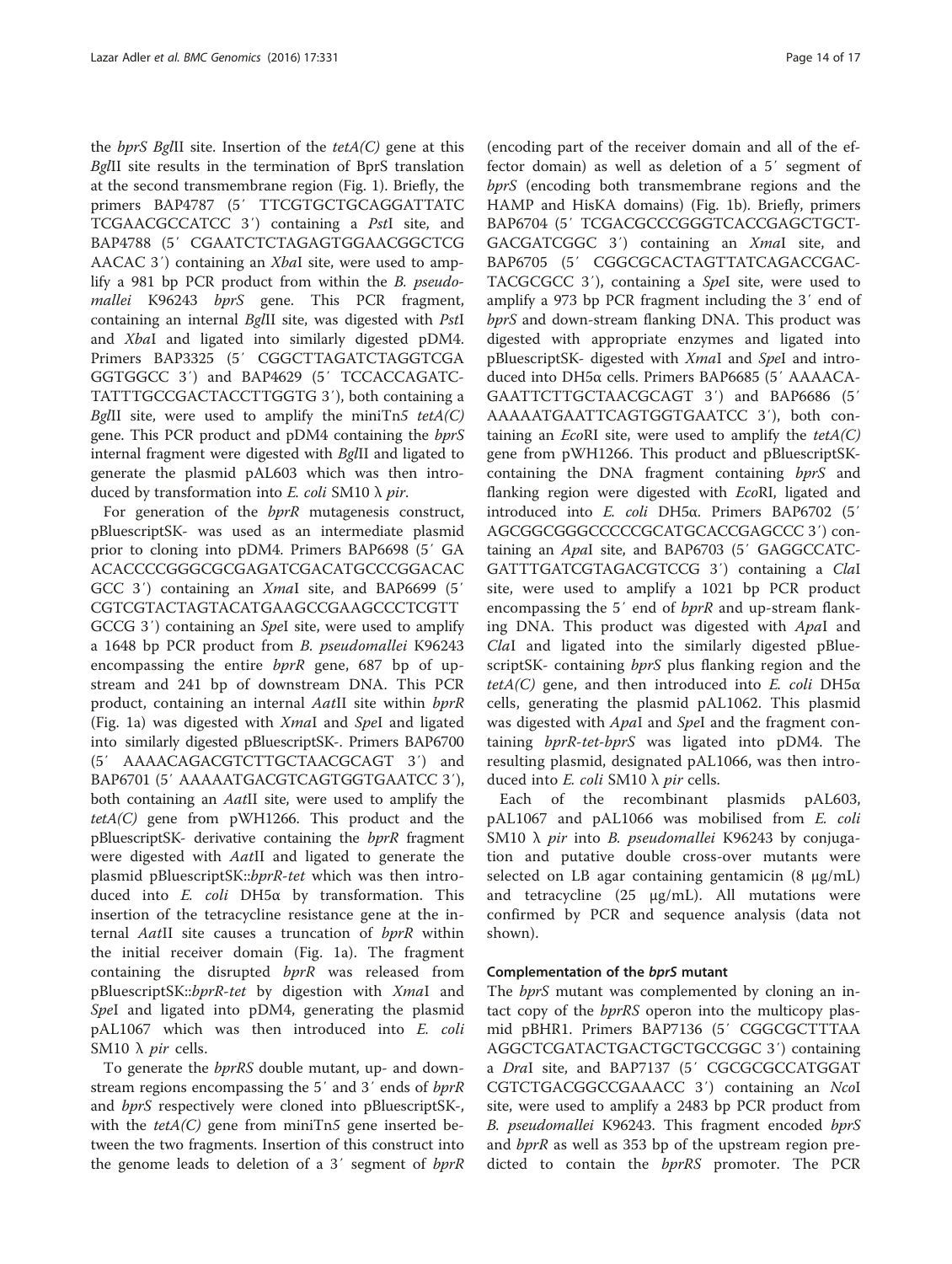the *bprS BglII* site. Insertion of the *tetA(C)* gene at this *BglII* site results in the termination of BprS translation at the second transmembrane region (Fig. 1). Briefly, the primers BAP4787 (5′ TTCGTGCTGCAGGATTATC TCGAACGCCATCC 3′) containing a *PstI* site, and BAP4788 (5′ CGAATCTCTAGAGTGGAACGGCTCG AACAC 3′) containing an *XbaI* site, were used to amplify a 981 bp PCR product from within the *B. pseudomallei* K96243 *bprS* gene. This PCR fragment, containing an internal *BglII* site, was digested with *PstI* and *XbaI* and ligated into similarly digested pDM4. Primers BAP3325 (5′ CGGCTTAGATCTAGGTCGA GGTGGCC 3′) and BAP4629 (5′ TCCACCAGATC-TATTTGCCGACTACCTTGGTG 3′), both containing a *BglII* site, were used to amplify the miniTn*5 tetA(C)* gene. This PCR product and pDM4 containing the *bprS* internal fragment were digested with *BglII* and ligated to generate the plasmid pAL603 which was then introduced by transformation into *E. coli* SM10 λ *pir*.

For generation of the *bprR* mutagenesis construct, pBluescriptSK- was used as an intermediate plasmid prior to cloning into pDM4. Primers BAP6698 (5′ GA ACACCCCGGGCGCGAGATCGACATGCCCGGACAC GCC 3′) containing an *XmaI* site, and BAP6699 (5′ CGTCGTACTAGTACATGAAGCCGAAGCCCTCGTT GCCG 3′) containing an *SpeI* site, were used to amplify a 1648 bp PCR product from *B. pseudomallei* K96243 encompassing the entire *bprR* gene, 687 bp of up-stream and 241 bp of downstream DNA. This PCR product, containing an internal *AatII* site within *bprR* (Fig. 1a) was digested with *XmaI* and *SpeI* and ligated into similarly digested pBluescriptSK-. Primers BAP6700 (5′ AAAACAGACGTCTTGCTAACGCAGT 3′) and BAP6701 (5′ AAAAATGACGTCAGTGGTGAATCC 3′), both containing an *AatII* site, were used to amplify the *tetA(C)* gene from pWH1266. This product and the pBluescriptSK- derivative containing the *bprR* fragment were digested with *AatII* and ligated to generate the plasmid pBluescriptSK::*bprR-tet* which was then introduced into *E. coli* DH5α by transformation. This insertion of the tetracycline resistance gene at the internal *AatII* site causes a truncation of *bprR* within the initial receiver domain (Fig. 1a). The fragment containing the disrupted *bprR* was released from pBluescriptSK::*bprR-tet* by digestion with *XmaI* and *SpeI* and ligated into pDM4, generating the plasmid pAL1067 which was then introduced into *E. coli* SM10 λ *pir* cells.

To generate the *bprRS* double mutant, up- and down-stream regions encompassing the 5′ and 3′ ends of *bprR* and *bprS* respectively were cloned into pBluescriptSK-, with the *tetA(C)* gene from miniTn*5* gene inserted between the two fragments. Insertion of this construct into the genome leads to deletion of a 3′ segment of *bprR* (encoding part of the receiver domain and all of the effector domain) as well as deletion of a 5′ segment of *bprS* (encoding both transmembrane regions and the HAMP and HisKA domains) (Fig. 1b). Briefly, primers BAP6704 (5′ TCGACGCCCGGGTCACCGAGCTGCT-GACGATCGGC 3′) containing an *XmaI* site, and BAP6705 (5′ CGGCGCACTAGTTATCAGACCGAC-TACGCGCC 3′), containing a *SpeI* site, were used to amplify a 973 bp PCR fragment including the 3′ end of *bprS* and down-stream flanking DNA. This product was digested with appropriate enzymes and ligated into pBluescriptSK- digested with *XmaI* and *SpeI* and introduced into DH5α cells. Primers BAP6685 (5′ AAAACA-GAATTCTTGCTAACGCAGT 3′) and BAP6686 (5′ AAAAATGAATTCAGTGGTGAATCC 3′), both containing an *EcoRI* site, were used to amplify the *tetA(C)* gene from pWH1266. This product and pBluescriptSK-containing the DNA fragment containing *bprS* and flanking region were digested with *EcoRI*, ligated and introduced into *E. coli* DH5α. Primers BAP6702 (5′ AGCGGCGGGCCCCCGCATGCACCGAGCCC 3′) containing an *ApaI* site, and BAP6703 (5′ GAGGCCATC-GATTTGATCGTAGACGTCCG 3′) containing a *ClaI* site, were used to amplify a 1021 bp PCR product encompassing the 5′ end of *bprR* and up-stream flanking DNA. This product was digested with *ApaI* and *ClaI* and ligated into the similarly digested pBluescriptSK- containing *bprS* plus flanking region and the *tetA(C)* gene, and then introduced into *E. coli* DH5α cells, generating the plasmid pAL1062. This plasmid was digested with *ApaI* and *SpeI* and the fragment containing *bprR-tet-bprS* was ligated into pDM4. The resulting plasmid, designated pAL1066, was then introduced into *E. coli* SM10 λ *pir* cells.

Each of the recombinant plasmids pAL603, pAL1067 and pAL1066 was mobilised from *E. coli* SM10 λ *pir* into *B. pseudomallei* K96243 by conjugation and putative double cross-over mutants were selected on LB agar containing gentamicin (8 μg/mL) and tetracycline (25 μg/mL). All mutations were confirmed by PCR and sequence analysis (data not shown).

#### Complementation of the *bprS* mutant

The *bprS* mutant was complemented by cloning an intact copy of the *bprRS* operon into the multicopy plasmid pBHR1. Primers BAP7136 (5′ CGGCGCTTTAA AGGCTCGATACTGACTGCTGCCGGC 3′) containing a *DraI* site, and BAP7137 (5′ CGCGCGCCATGGAT CGTCTGACGGCCGAAACC 3′) containing an *NcoI* site, were used to amplify a 2483 bp PCR product from *B. pseudomallei* K96243. This fragment encoded *bprS* and *bprR* as well as 353 bp of the upstream region predicted to contain the *bprRS* promoter. The PCR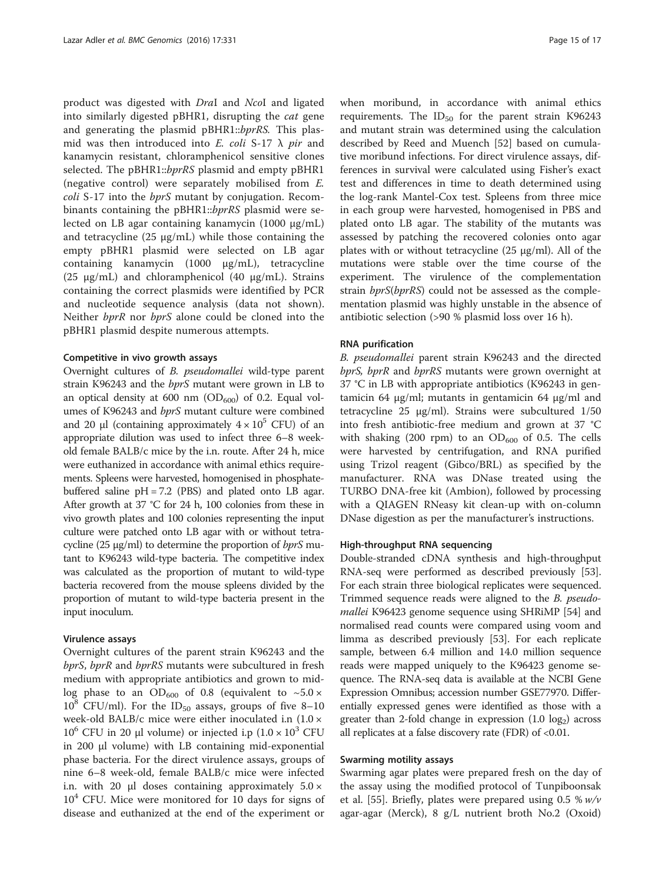product was digested with *Dra*I and *Nco*I and ligated into similarly digested pBHR1, disrupting the *cat* gene and generating the plasmid pBHR1::*bprRS*. This plasmid was then introduced into *E. coli* S-17 λ *pir* and kanamycin resistant, chloramphenicol sensitive clones selected. The pBHR1::*bprRS* plasmid and empty pBHR1 (negative control) were separately mobilised from *E. coli* S-17 into the *bprS* mutant by conjugation. Recombinants containing the pBHR1::*bprRS* plasmid were selected on LB agar containing kanamycin (1000 μg/mL) and tetracycline (25 μg/mL) while those containing the empty pBHR1 plasmid were selected on LB agar containing kanamycin (1000 μg/mL), tetracycline (25 μg/mL) and chloramphenicol (40 μg/mL). Strains containing the correct plasmids were identified by PCR and nucleotide sequence analysis (data not shown). Neither *bprR* nor *bprS* alone could be cloned into the pBHR1 plasmid despite numerous attempts.

#### Competitive in vivo growth assays

Overnight cultures of *B. pseudomallei* wild-type parent strain K96243 and the *bprS* mutant were grown in LB to an optical density at 600 nm ($OD_{600}$) of 0.2. Equal volumes of K96243 and *bprS* mutant culture were combined and 20 μl (containing approximately $4 \times 10^5$ CFU) of an appropriate dilution was used to infect three 6–8 week-old female BALB/c mice by the i.n. route. After 24 h, mice were euthanized in accordance with animal ethics requirements. Spleens were harvested, homogenised in phosphate-buffered saline pH = 7.2 (PBS) and plated onto LB agar. After growth at 37 °C for 24 h, 100 colonies from these in vivo growth plates and 100 colonies representing the input culture were patched onto LB agar with or without tetracycline (25 μg/ml) to determine the proportion of *bprS* mutant to K96243 wild-type bacteria. The competitive index was calculated as the proportion of mutant to wild-type bacteria recovered from the mouse spleens divided by the proportion of mutant to wild-type bacteria present in the input inoculum.

#### Virulence assays

Overnight cultures of the parent strain K96243 and the *bprS*, *bprR* and *bprRS* mutants were subcultured in fresh medium with appropriate antibiotics and grown to mid-log phase to an $OD_{600}$ of 0.8 (equivalent to ~$5.0 \times 10^8$ CFU/ml). For the $ID_{50}$ assays, groups of five 8–10 week-old BALB/c mice were either inoculated i.n ($1.0 \times 10^6$ CFU in 20 μl volume) or injected i.p ($1.0 \times 10^3$ CFU in 200 μl volume) with LB containing mid-exponential phase bacteria. For the direct virulence assays, groups of nine 6–8 week-old, female BALB/c mice were infected i.n. with 20 μl doses containing approximately $5.0 \times 10^4$ CFU. Mice were monitored for 10 days for signs of disease and euthanized at the end of the experiment or when moribund, in accordance with animal ethics requirements. The $ID_{50}$ for the parent strain K96243 and mutant strain was determined using the calculation described by Reed and Muench [52] based on cumulative moribund infections. For direct virulence assays, differences in survival were calculated using Fisher's exact test and differences in time to death determined using the log-rank Mantel-Cox test. Spleens from three mice in each group were harvested, homogenised in PBS and plated onto LB agar. The stability of the mutants was assessed by patching the recovered colonies onto agar plates with or without tetracycline (25 μg/ml). All of the mutations were stable over the time course of the experiment. The virulence of the complementation strain *bprS*(*bprRS*) could not be assessed as the complementation plasmid was highly unstable in the absence of antibiotic selection (>90 % plasmid loss over 16 h).

#### RNA purification

*B. pseudomallei* parent strain K96243 and the directed *bprS*, *bprR* and *bprRS* mutants were grown overnight at 37 °C in LB with appropriate antibiotics (K96243 in gentamicin 64 μg/ml; mutants in gentamicin 64 μg/ml and tetracycline 25 μg/ml). Strains were subcultured 1/50 into fresh antibiotic-free medium and grown at 37 °C with shaking (200 rpm) to an $OD_{600}$ of 0.5. The cells were harvested by centrifugation, and RNA purified using Trizol reagent (Gibco/BRL) as specified by the manufacturer. RNA was DNase treated using the TURBO DNA-free kit (Ambion), followed by processing with a QIAGEN RNeasy kit clean-up with on-column DNase digestion as per the manufacturer's instructions.

#### High-throughput RNA sequencing

Double-stranded cDNA synthesis and high-throughput RNA-seq were performed as described previously [53]. For each strain three biological replicates were sequenced. Trimmed sequence reads were aligned to the *B. pseudomallei* K96423 genome sequence using SHRiMP [54] and normalised read counts were compared using voom and limma as described previously [53]. For each replicate sample, between 6.4 million and 14.0 million sequence reads were mapped uniquely to the K96423 genome sequence. The RNA-seq data is available at the NCBI Gene Expression Omnibus; accession number GSE77970. Differentially expressed genes were identified as those with a greater than 2-fold change in expression (1.0 $\log_2$) across all replicates at a false discovery rate (FDR) of <0.01.

#### Swarming motility assays

Swarming agar plates were prepared fresh on the day of the assay using the modified protocol of Tunpiboonsak et al. [55]. Briefly, plates were prepared using 0.5 % *w/v* agar-agar (Merck), 8 g/L nutrient broth No.2 (Oxoid)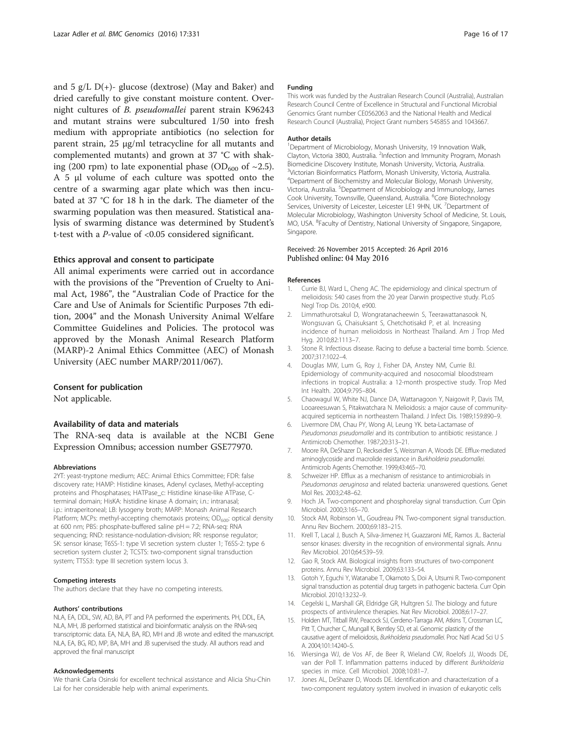and 5 g/L D(+)- glucose (dextrose) (May and Baker) and dried carefully to give constant moisture content. Overnight cultures of *B. pseudomallei* parent strain K96243 and mutant strains were subcultured 1/50 into fresh medium with appropriate antibiotics (no selection for parent strain, 25 μg/ml tetracycline for all mutants and complemented mutants) and grown at 37 °C with shaking (200 rpm) to late exponential phase ($OD_{600}$ of ~2.5). A 5 μl volume of each culture was spotted onto the centre of a swarming agar plate which was then incubated at 37 °C for 18 h in the dark. The diameter of the swarming population was then measured. Statistical analysis of swarming distance was determined by Student's t-test with a *P*-value of <0.05 considered significant.

### Ethics approval and consent to participate

All animal experiments were carried out in accordance with the provisions of the "Prevention of Cruelty to Animal Act, 1986", the "Australian Code of Practice for the Care and Use of Animals for Scientific Purposes 7th edition, 2004" and the Monash University Animal Welfare Committee Guidelines and Policies. The protocol was approved by the Monash Animal Research Platform (MARP)-2 Animal Ethics Committee (AEC) of Monash University (AEC number MARP/2011/067).

### Consent for publication

Not applicable.

### Availability of data and materials

The RNA-seq data is available at the NCBI Gene Expression Omnibus; accession number GSE77970.

#### Abbreviations

2YT: yeast-tryptone medium; AEC: Animal Ethics Committee; FDR: false discovery rate; HAMP: Histidine kinases, Adenyl cyclases, Methyl-accepting proteins and Phosphatases; HATPase_c: Histidine kinase-like ATPase, C-terminal domain; HisKA: histidine kinase A domain; i.n.: intranasal; i.p.: intraperitoneal; LB: lysogeny broth; MARP: Monash Animal Research Platform; MCPs: methyl-accepting chemotaxis proteins; $OD_{600}$: optical density at 600 nm; PBS: phosphate-buffered saline pH = 7.2; RNA-seq: RNA sequencing; RND: resistance-nodulation-division; RR: response regulator; SK: sensor kinase; T6SS-1: type VI secretion system cluster 1; T6SS-2: type 6 secretion system cluster 2; TCSTS: two-component signal transduction system; TTSS3: type III secretion system locus 3.

#### Competing interests

The authors declare that they have no competing interests.

#### Authors' contributions

NLA, EA, DDL, SW, AD, BA, PT and PA performed the experiments. PH, DDL, EA, NLA, MH, JB performed statistical and bioinformatic analysis on the RNA-seq transcriptomic data. EA, NLA, BA, RD, MH and JB wrote and edited the manuscript. NLA, EA, BG, RD, MP, BA, MH and JB supervised the study. All authors read and approved the final manuscript

#### Acknowledgements

We thank Carla Osinski for excellent technical assistance and Alicia Shu-Chin Lai for her considerable help with animal experiments.

#### Funding

This work was funded by the Australian Research Council (Australia), Australian Research Council Centre of Excellence in Structural and Functional Microbial Genomics Grant number CE0562063 and the National Health and Medical Research Council (Australia), Project Grant numbers 545855 and 1043667.

#### Author details

[1]Department of Microbiology, Monash University, 19 Innovation Walk, Clayton, Victoria 3800, Australia. [2]Infection and Immunity Program, Monash Biomedicine Discovery Institute, Monash University, Victoria, Australia. [3]Victorian Bioinformatics Platform, Monash University, Victoria, Australia. [4]Department of Biochemistry and Molecular Biology, Monash University, Victoria, Australia. [5]Department of Microbiology and Immunology, James Cook University, Townsville, Queensland, Australia. [6]Core Biotechnology Services, University of Leicester, Leicester LE1 9HN, UK. [7]Department of Molecular Microbiology, Washington University School of Medicine, St. Louis, MO, USA. [8]Faculty of Dentistry, National University of Singapore, Singapore, Singapore.

Received: 26 November 2015 Accepted: 26 April 2016
Published online: 04 May 2016

#### References

1. Currie BJ, Ward L, Cheng AC. The epidemiology and clinical spectrum of melioidosis: 540 cases from the 20 year Darwin prospective study. PLoS Negl Trop Dis. 2010;4, e900.
2. Limmathurotsakul D, Wongratanacheewin S, Teerawattanasook N, Wongsuvan G, Chaisuksant S, Chetchotisakd P, et al. Increasing incidence of human melioidosis in Northeast Thailand. Am J Trop Med Hyg. 2010;82:1113–7.
3. Stone R. Infectious disease. Racing to defuse a bacterial time bomb. Science. 2007;317:1022–4.
4. Douglas MW, Lum G, Roy J, Fisher DA, Anstey NM, Currie BJ. Epidemiology of community-acquired and nosocomial bloodstream infections in tropical Australia: a 12-month prospective study. Trop Med Int Health. 2004;9:795–804.
5. Chaowagul W, White NJ, Dance DA, Wattanagoon Y, Naigowit P, Davis TM, Looareesuwan S, Pitakwatchara N. Melioidosis: a major cause of community-acquired septicemia in northeastern Thailand. J Infect Dis. 1989;159:890–9.
6. Livermore DM, Chau PY, Wong AI, Leung YK. beta-Lactamase of *Pseudomonas pseudomallei* and its contribution to antibiotic resistance. J Antimicrob Chemother. 1987;20:313–21.
7. Moore RA, DeShazer D, Reckseidler S, Weissman A, Woods DE. Efflux-mediated aminoglycoside and macrolide resistance in *Burkholderia pseudomallei*. Antimicrob Agents Chemother. 1999;43:465–70.
8. Schweizer HP. Efflux as a mechanism of resistance to antimicrobials in *Pseudomonas aeruginosa* and related bacteria: unanswered questions. Genet Mol Res. 2003;2:48–62.
9. Hoch JA. Two-component and phosphorelay signal transduction. Curr Opin Microbiol. 2000;3:165–70.
10. Stock AM, Robinson VL, Goudreau PN. Two-component signal transduction. Annu Rev Biochem. 2000;69:183–215.
11. Krell T, Lacal J, Busch A, Silva-Jimenez H, Guazzaroni ME, Ramos JL. Bacterial sensor kinases: diversity in the recognition of environmental signals. Annu Rev Microbiol. 2010;64:539–59.
12. Gao R, Stock AM. Biological insights from structures of two-component proteins. Annu Rev Microbiol. 2009;63:133–54.
13. Gotoh Y, Eguchi Y, Watanabe T, Okamoto S, Doi A, Utsumi R. Two-component signal transduction as potential drug targets in pathogenic bacteria. Curr Opin Microbiol. 2010;13:232–9.
14. Cegelski L, Marshall GR, Eldridge GR, Hultgren SJ. The biology and future prospects of antivirulence therapies. Nat Rev Microbiol. 2008;6:17–27.
15. Holden MT, Titball RW, Peacock SJ, Cerdeno-Tarraga AM, Atkins T, Crossman LC, Pitt T, Churcher C, Mungall K, Bentley SD, et al. Genomic plasticity of the causative agent of melioidosis, *Burkholderia pseudomallei*. Proc Natl Acad Sci U S A. 2004;101:14240–5.
16. Wiersinga WJ, de Vos AF, de Beer R, Wieland CW, Roelofs JJ, Woods DE, van der Poll T. Inflammation patterns induced by different *Burkholderia* species in mice. Cell Microbiol. 2008;10:81–7.
17. Jones AL, DeShazer D, Woods DE. Identification and characterization of a two-component regulatory system involved in invasion of eukaryotic cells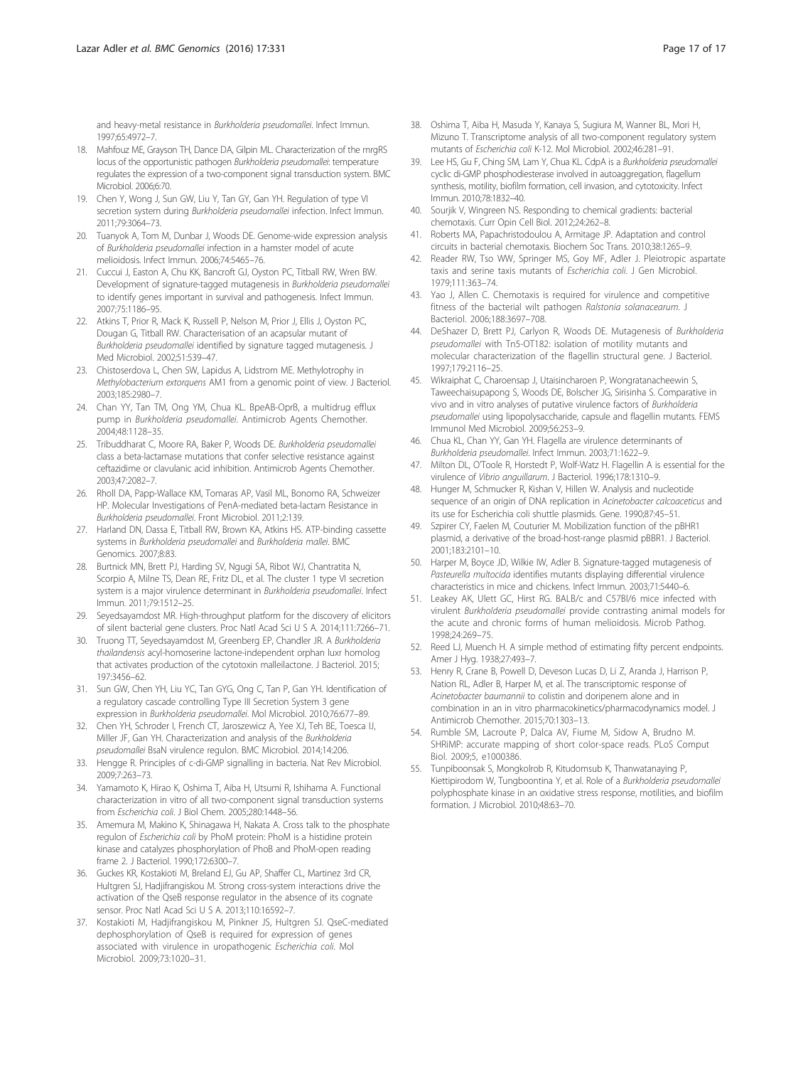and heavy-metal resistance in *Burkholderia pseudomallei*. Infect Immun. 1997;65:4972–7.

18. Mahfouz ME, Grayson TH, Dance DA, Gilpin ML. Characterization of the mrgRS locus of the opportunistic pathogen *Burkholderia pseudomallei*: temperature regulates the expression of a two-component signal transduction system. BMC Microbiol. 2006;6:70.
19. Chen Y, Wong J, Sun GW, Liu Y, Tan GY, Gan YH. Regulation of type VI secretion system during *Burkholderia pseudomallei* infection. Infect Immun. 2011;79:3064–73.
20. Tuanyok A, Tom M, Dunbar J, Woods DE. Genome-wide expression analysis of *Burkholderia pseudomallei* infection in a hamster model of acute melioidosis. Infect Immun. 2006;74:5465–76.
21. Cuccui J, Easton A, Chu KK, Bancroft GJ, Oyston PC, Titball RW, Wren BW. Development of signature-tagged mutagenesis in *Burkholderia pseudomallei* to identify genes important in survival and pathogenesis. Infect Immun. 2007;75:1186–95.
22. Atkins T, Prior R, Mack K, Russell P, Nelson M, Prior J, Ellis J, Oyston PC, Dougan G, Titball RW. Characterisation of an acapsular mutant of *Burkholderia pseudomallei* identified by signature tagged mutagenesis. J Med Microbiol. 2002;51:539–47.
23. Chistoserdova L, Chen SW, Lapidus A, Lidstrom ME. Methylotrophy in *Methylobacterium extorquens* AM1 from a genomic point of view. J Bacteriol. 2003;185:2980–7.
24. Chan YY, Tan TM, Ong YM, Chua KL. BpeAB-OprB, a multidrug efflux pump in *Burkholderia pseudomallei*. Antimicrob Agents Chemother. 2004;48:1128–35.
25. Tribuddharat C, Moore RA, Baker P, Woods DE. *Burkholderia pseudomallei* class a beta-lactamase mutations that confer selective resistance against ceftazidime or clavulanic acid inhibition. Antimicrob Agents Chemother. 2003;47:2082–7.
26. Rholl DA, Papp-Wallace KM, Tomaras AP, Vasil ML, Bonomo RA, Schweizer HP. Molecular Investigations of PenA-mediated beta-lactam Resistance in *Burkholderia pseudomallei*. Front Microbiol. 2011;2:139.
27. Harland DN, Dassa E, Titball RW, Brown KA, Atkins HS. ATP-binding cassette systems in *Burkholderia pseudomallei* and *Burkholderia mallei*. BMC Genomics. 2007;8:83.
28. Burtnick MN, Brett PJ, Harding SV, Ngugi SA, Ribot WJ, Chantratita N, Scorpio A, Milne TS, Dean RE, Fritz DL, et al. The cluster 1 type VI secretion system is a major virulence determinant in *Burkholderia pseudomallei*. Infect Immun. 2011;79:1512–25.
29. Seyedsayamdost MR. High-throughput platform for the discovery of elicitors of silent bacterial gene clusters. Proc Natl Acad Sci U S A. 2014;111:7266–71.
30. Truong TT, Seyedsayamdost M, Greenberg EP, Chandler JR. A *Burkholderia thailandensis* acyl-homoserine lactone-independent orphan luxr homolog that activates production of the cytotoxin malleilactone. J Bacteriol. 2015; 197:3456–62.
31. Sun GW, Chen YH, Liu YC, Tan GYG, Ong C, Tan P, Gan YH. Identification of a regulatory cascade controlling Type III Secretion System 3 gene expression in *Burkholderia pseudomallei*. Mol Microbiol. 2010;76:677–89.
32. Chen YH, Schroder I, French CT, Jaroszewicz A, Yee XJ, Teh BE, Toesca IJ, Miller JF, Gan YH. Characterization and analysis of the *Burkholderia pseudomallei* BsaN virulence regulon. BMC Microbiol. 2014;14:206.
33. Hengge R. Principles of c-di-GMP signalling in bacteria. Nat Rev Microbiol. 2009;7:263–73.
34. Yamamoto K, Hirao K, Oshima T, Aiba H, Utsumi R, Ishihama A. Functional characterization in vitro of all two-component signal transduction systems from *Escherichia coli*. J Biol Chem. 2005;280:1448–56.
35. Amemura M, Makino K, Shinagawa H, Nakata A. Cross talk to the phosphate regulon of *Escherichia coli* by PhoM protein: PhoM is a histidine protein kinase and catalyzes phosphorylation of PhoB and PhoM-open reading frame 2. J Bacteriol. 1990;172:6300–7.
36. Guckes KR, Kostakioti M, Breland EJ, Gu AP, Shaffer CL, Martinez 3rd CR, Hultgren SJ, Hadjifrangiskou M. Strong cross-system interactions drive the activation of the QseB response regulator in the absence of its cognate sensor. Proc Natl Acad Sci U S A. 2013;110:16592–7.
37. Kostakioti M, Hadjifrangiskou M, Pinkner JS, Hultgren SJ. QseC-mediated dephosphorylation of QseB is required for expression of genes associated with virulence in uropathogenic *Escherichia coli*. Mol Microbiol. 2009;73:1020–31.
38. Oshima T, Aiba H, Masuda Y, Kanaya S, Sugiura M, Wanner BL, Mori H, Mizuno T. Transcriptome analysis of all two-component regulatory system mutants of *Escherichia coli* K-12. Mol Microbiol. 2002;46:281–91.
39. Lee HS, Gu F, Ching SM, Lam Y, Chua KL. CdpA is a *Burkholderia pseudomallei* cyclic di-GMP phosphodiesterase involved in autoaggregation, flagellum synthesis, motility, biofilm formation, cell invasion, and cytotoxicity. Infect Immun. 2010;78:1832–40.
40. Sourjik V, Wingreen NS. Responding to chemical gradients: bacterial chemotaxis. Curr Opin Cell Biol. 2012;24:262–8.
41. Roberts MA, Papachristodoulou A, Armitage JP. Adaptation and control circuits in bacterial chemotaxis. Biochem Soc Trans. 2010;38:1265–9.
42. Reader RW, Tso WW, Springer MS, Goy MF, Adler J. Pleiotropic aspartate taxis and serine taxis mutants of *Escherichia coli*. J Gen Microbiol. 1979;111:363–74.
43. Yao J, Allen C. Chemotaxis is required for virulence and competitive fitness of the bacterial wilt pathogen *Ralstonia solanacearum*. J Bacteriol. 2006;188:3697–708.
44. DeShazer D, Brett PJ, Carlyon R, Woods DE. Mutagenesis of *Burkholderia pseudomallei* with Tn5-OT182: isolation of motility mutants and molecular characterization of the flagellin structural gene. J Bacteriol. 1997;179:2116–25.
45. Wikraiphat C, Charoensap J, Utaisincharoen P, Wongratanacheewin S, Taweechaisupapong S, Woods DE, Bolscher JG, Sirisinha S. Comparative in vivo and in vitro analyses of putative virulence factors of *Burkholderia pseudomallei* using lipopolysaccharide, capsule and flagellin mutants. FEMS Immunol Med Microbiol. 2009;56:253–9.
46. Chua KL, Chan YY, Gan YH. Flagella are virulence determinants of *Burkholderia pseudomallei*. Infect Immun. 2003;71:1622–9.
47. Milton DL, O'Toole R, Horstedt P, Wolf-Watz H. Flagellin A is essential for the virulence of *Vibrio anguillarum*. J Bacteriol. 1996;178:1310–9.
48. Hunger M, Schmucker R, Kishan V, Hillen W. Analysis and nucleotide sequence of an origin of DNA replication in *Acinetobacter calcoaceticus* and its use for Escherichia coli shuttle plasmids. Gene. 1990;87:45–51.
49. Szpirer CY, Faelen M, Couturier M. Mobilization function of the pBHR1 plasmid, a derivative of the broad-host-range plasmid pBBR1. J Bacteriol. 2001;183:2101–10.
50. Harper M, Boyce JD, Wilkie IW, Adler B. Signature-tagged mutagenesis of *Pasteurella multocida* identifies mutants displaying differential virulence characteristics in mice and chickens. Infect Immun. 2003;71:5440–6.
51. Leakey AK, Ulett GC, Hirst RG. BALB/c and C57Bl/6 mice infected with virulent *Burkholderia pseudomallei* provide contrasting animal models for the acute and chronic forms of human melioidosis. Microb Pathog. 1998;24:269–75.
52. Reed LJ, Muench H. A simple method of estimating fifty percent endpoints. Amer J Hyg. 1938;27:493–7.
53. Henry R, Crane B, Powell D, Deveson Lucas D, Li Z, Aranda J, Harrison P, Nation RL, Adler B, Harper M, et al. The transcriptomic response of *Acinetobacter baumannii* to colistin and doripenem alone and in combination in an in vitro pharmacokinetics/pharmacodynamics model. J Antimicrob Chemother. 2015;70:1303–13.
54. Rumble SM, Lacroute P, Dalca AV, Fiume M, Sidow A, Brudno M. SHRiMP: accurate mapping of short color-space reads. PLoS Comput Biol. 2009;5, e1000386.
55. Tunpiboonsak S, Mongkolrob R, Kitudomsub K, Thanwatanaying P, Kiettipirodom W, Tungboontina Y, et al. Role of a *Burkholderia pseudomallei* polyphosphate kinase in an oxidative stress response, motilities, and biofilm formation. J Microbiol. 2010;48:63–70.